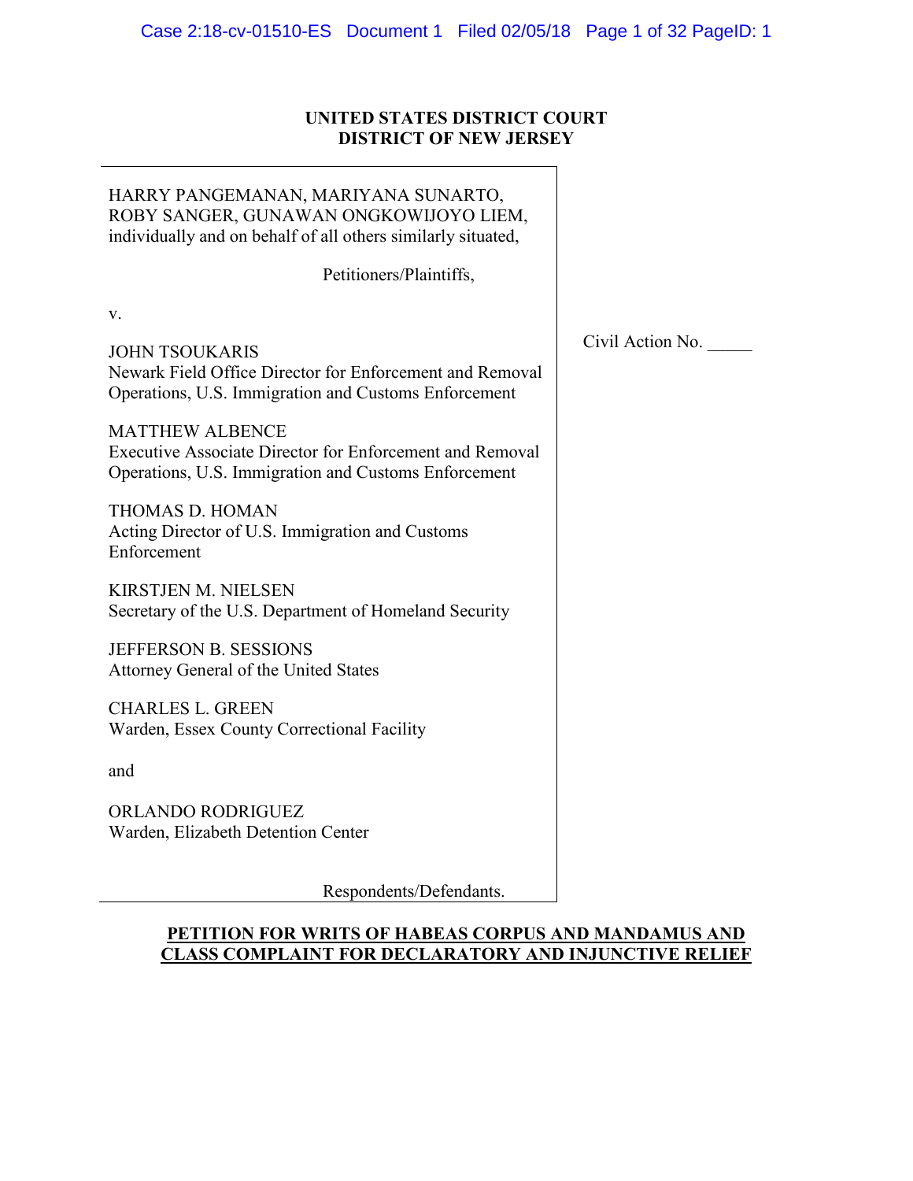**UNITED STATES DISTRICT COURT**
**DISTRICT OF NEW JERSEY**

HARRY PANGEMANAN, MARIYANA SUNARTO, ROBY SANGER, GUNAWAN ONGKOWIJOYO LIEM, individually and on behalf of all others similarly situated,

Petitioners/Plaintiffs,

v.

JOHN TSOUKARIS
Newark Field Office Director for Enforcement and Removal Operations, U.S. Immigration and Customs Enforcement

MATTHEW ALBENCE
Executive Associate Director for Enforcement and Removal Operations, U.S. Immigration and Customs Enforcement

THOMAS D. HOMAN
Acting Director of U.S. Immigration and Customs Enforcement

KIRSTJEN M. NIELSEN
Secretary of the U.S. Department of Homeland Security

JEFFERSON B. SESSIONS
Attorney General of the United States

CHARLES L. GREEN
Warden, Essex County Correctional Facility

and

ORLANDO RODRIGUEZ
Warden, Elizabeth Detention Center

Respondents/Defendants.

Civil Action No. _____

**PETITION FOR WRITS OF HABEAS CORPUS AND MANDAMUS AND CLASS COMPLAINT FOR DECLARATORY AND INJUNCTIVE RELIEF**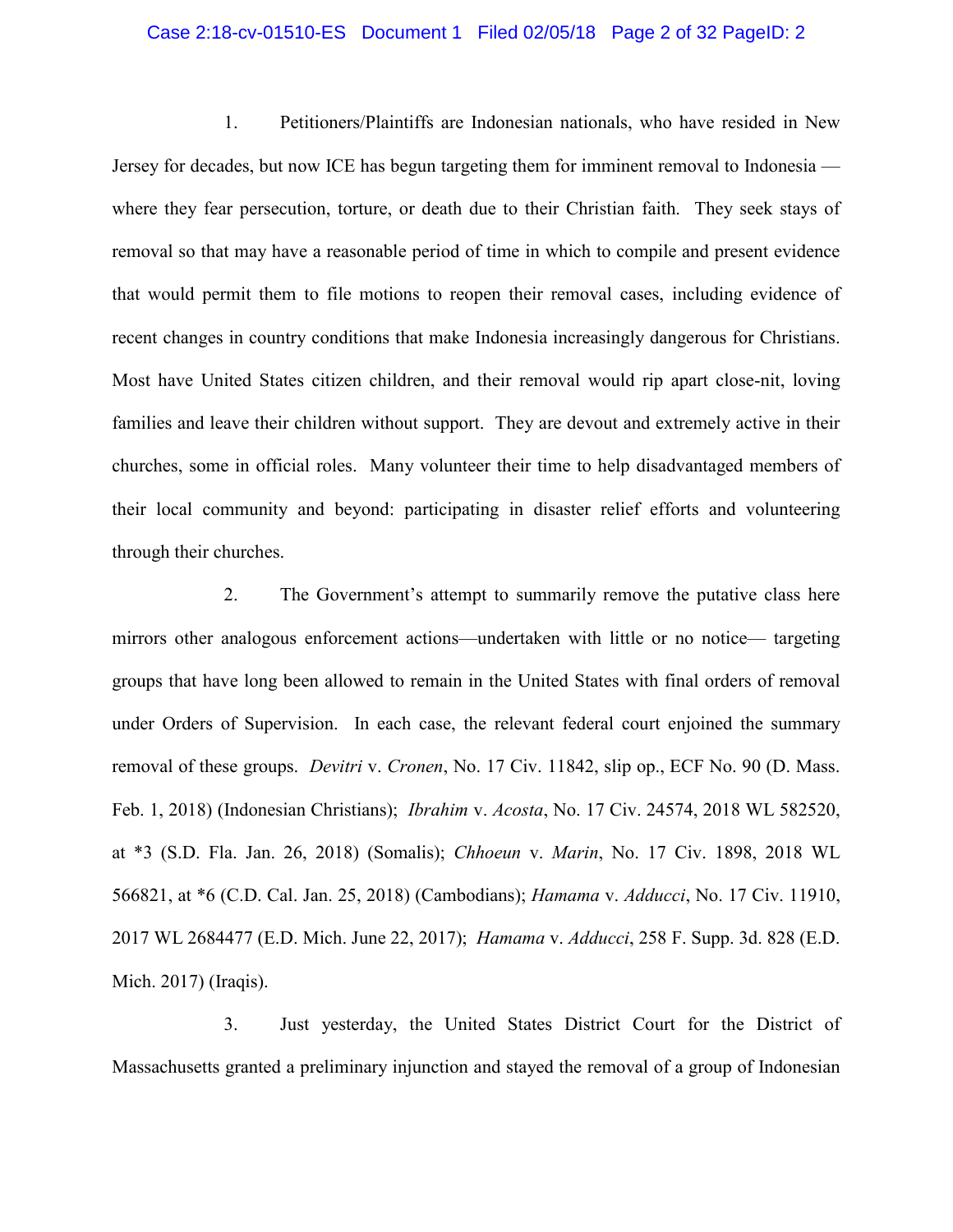1. Petitioners/Plaintiffs are Indonesian nationals, who have resided in New Jersey for decades, but now ICE has begun targeting them for imminent removal to Indonesia — where they fear persecution, torture, or death due to their Christian faith. They seek stays of removal so that may have a reasonable period of time in which to compile and present evidence that would permit them to file motions to reopen their removal cases, including evidence of recent changes in country conditions that make Indonesia increasingly dangerous for Christians. Most have United States citizen children, and their removal would rip apart close-nit, loving families and leave their children without support. They are devout and extremely active in their churches, some in official roles. Many volunteer their time to help disadvantaged members of their local community and beyond: participating in disaster relief efforts and volunteering through their churches.

2. The Government's attempt to summarily remove the putative class here mirrors other analogous enforcement actions—undertaken with little or no notice— targeting groups that have long been allowed to remain in the United States with final orders of removal under Orders of Supervision. In each case, the relevant federal court enjoined the summary removal of these groups. *Devitri* v. *Cronen*, No. 17 Civ. 11842, slip op., ECF No. 90 (D. Mass. Feb. 1, 2018) (Indonesian Christians); *Ibrahim* v. *Acosta*, No. 17 Civ. 24574, 2018 WL 582520, at *3 (S.D. Fla. Jan. 26, 2018) (Somalis); *Chhoeun* v. *Marin*, No. 17 Civ. 1898, 2018 WL 566821, at *6 (C.D. Cal. Jan. 25, 2018) (Cambodians); *Hamama* v. *Adducci*, No. 17 Civ. 11910, 2017 WL 2684477 (E.D. Mich. June 22, 2017); *Hamama* v. *Adducci*, 258 F. Supp. 3d. 828 (E.D. Mich. 2017) (Iraqis).

3. Just yesterday, the United States District Court for the District of Massachusetts granted a preliminary injunction and stayed the removal of a group of Indonesian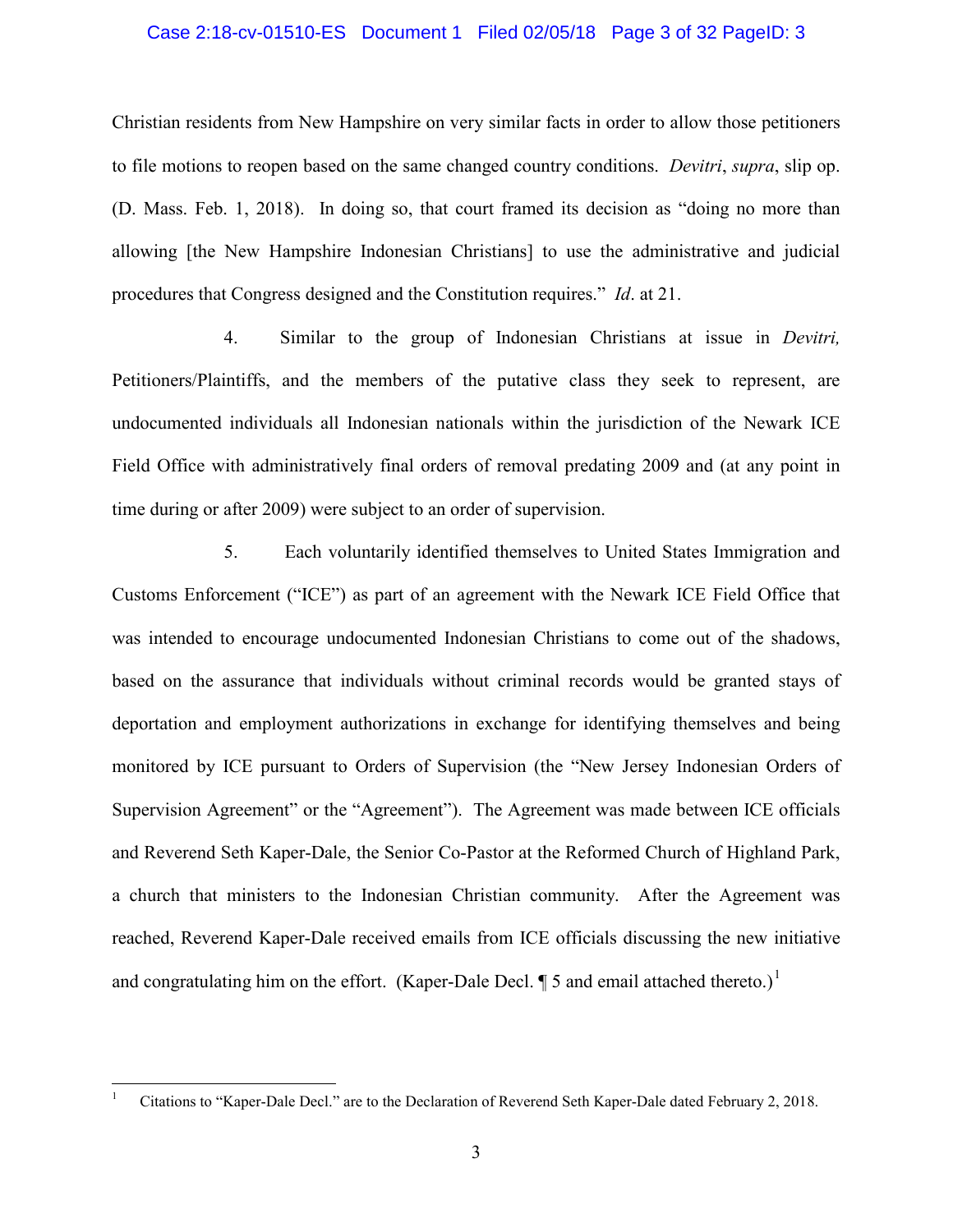Christian residents from New Hampshire on very similar facts in order to allow those petitioners to file motions to reopen based on the same changed country conditions. *Devitri*, *supra*, slip op. (D. Mass. Feb. 1, 2018). In doing so, that court framed its decision as "doing no more than allowing [the New Hampshire Indonesian Christians] to use the administrative and judicial procedures that Congress designed and the Constitution requires." *Id*. at 21.

4. Similar to the group of Indonesian Christians at issue in *Devitri,* Petitioners/Plaintiffs, and the members of the putative class they seek to represent, are undocumented individuals all Indonesian nationals within the jurisdiction of the Newark ICE Field Office with administratively final orders of removal predating 2009 and (at any point in time during or after 2009) were subject to an order of supervision.

5. Each voluntarily identified themselves to United States Immigration and Customs Enforcement ("ICE") as part of an agreement with the Newark ICE Field Office that was intended to encourage undocumented Indonesian Christians to come out of the shadows, based on the assurance that individuals without criminal records would be granted stays of deportation and employment authorizations in exchange for identifying themselves and being monitored by ICE pursuant to Orders of Supervision (the "New Jersey Indonesian Orders of Supervision Agreement" or the "Agreement"). The Agreement was made between ICE officials and Reverend Seth Kaper-Dale, the Senior Co-Pastor at the Reformed Church of Highland Park, a church that ministers to the Indonesian Christian community. After the Agreement was reached, Reverend Kaper-Dale received emails from ICE officials discussing the new initiative and congratulating him on the effort. (Kaper-Dale Decl. ¶ 5 and email attached thereto.)[1]

---

[1] Citations to "Kaper-Dale Decl." are to the Declaration of Reverend Seth Kaper-Dale dated February 2, 2018.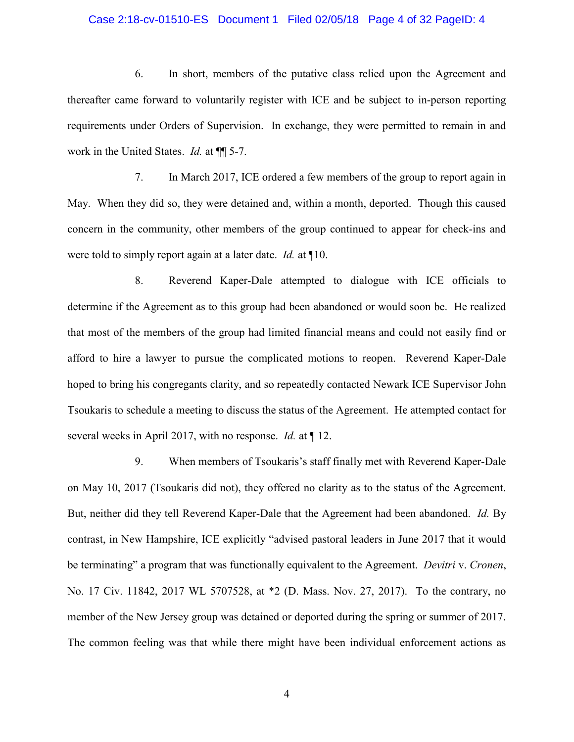6. In short, members of the putative class relied upon the Agreement and thereafter came forward to voluntarily register with ICE and be subject to in-person reporting requirements under Orders of Supervision. In exchange, they were permitted to remain in and work in the United States. *Id.* at ¶¶ 5-7.

7. In March 2017, ICE ordered a few members of the group to report again in May. When they did so, they were detained and, within a month, deported. Though this caused concern in the community, other members of the group continued to appear for check-ins and were told to simply report again at a later date. *Id.* at ¶10.

8. Reverend Kaper-Dale attempted to dialogue with ICE officials to determine if the Agreement as to this group had been abandoned or would soon be. He realized that most of the members of the group had limited financial means and could not easily find or afford to hire a lawyer to pursue the complicated motions to reopen. Reverend Kaper-Dale hoped to bring his congregants clarity, and so repeatedly contacted Newark ICE Supervisor John Tsoukaris to schedule a meeting to discuss the status of the Agreement. He attempted contact for several weeks in April 2017, with no response. *Id.* at ¶ 12.

9. When members of Tsoukaris's staff finally met with Reverend Kaper-Dale on May 10, 2017 (Tsoukaris did not), they offered no clarity as to the status of the Agreement. But, neither did they tell Reverend Kaper-Dale that the Agreement had been abandoned. *Id.* By contrast, in New Hampshire, ICE explicitly "advised pastoral leaders in June 2017 that it would be terminating" a program that was functionally equivalent to the Agreement. *Devitri* v. *Cronen*, No. 17 Civ. 11842, 2017 WL 5707528, at *2 (D. Mass. Nov. 27, 2017). To the contrary, no member of the New Jersey group was detained or deported during the spring or summer of 2017. The common feeling was that while there might have been individual enforcement actions as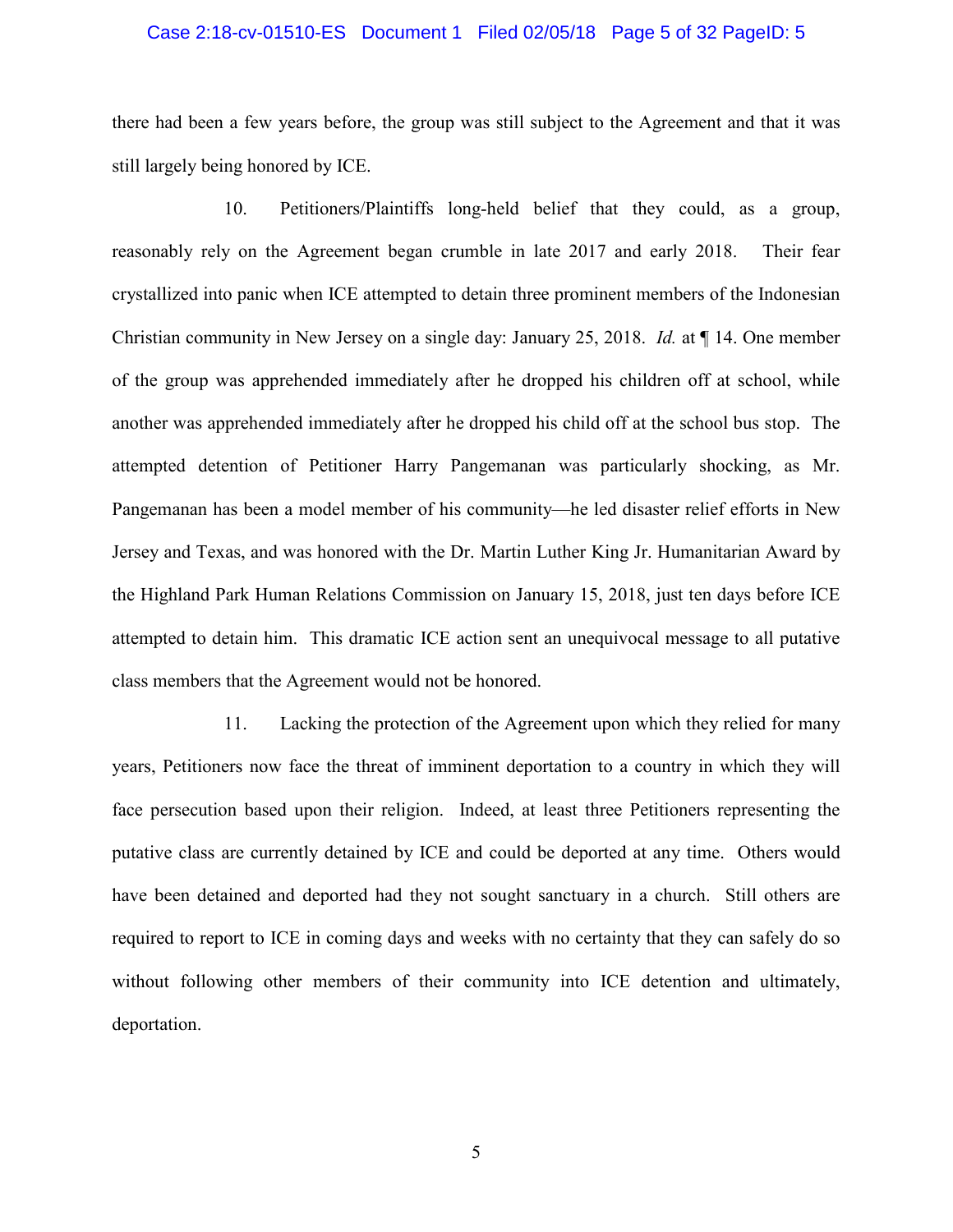there had been a few years before, the group was still subject to the Agreement and that it was still largely being honored by ICE.

10. Petitioners/Plaintiffs long-held belief that they could, as a group, reasonably rely on the Agreement began crumble in late 2017 and early 2018. Their fear crystallized into panic when ICE attempted to detain three prominent members of the Indonesian Christian community in New Jersey on a single day: January 25, 2018. *Id.* at ¶ 14. One member of the group was apprehended immediately after he dropped his children off at school, while another was apprehended immediately after he dropped his child off at the school bus stop. The attempted detention of Petitioner Harry Pangemanan was particularly shocking, as Mr. Pangemanan has been a model member of his community—he led disaster relief efforts in New Jersey and Texas, and was honored with the Dr. Martin Luther King Jr. Humanitarian Award by the Highland Park Human Relations Commission on January 15, 2018, just ten days before ICE attempted to detain him. This dramatic ICE action sent an unequivocal message to all putative class members that the Agreement would not be honored.

11. Lacking the protection of the Agreement upon which they relied for many years, Petitioners now face the threat of imminent deportation to a country in which they will face persecution based upon their religion. Indeed, at least three Petitioners representing the putative class are currently detained by ICE and could be deported at any time. Others would have been detained and deported had they not sought sanctuary in a church. Still others are required to report to ICE in coming days and weeks with no certainty that they can safely do so without following other members of their community into ICE detention and ultimately, deportation.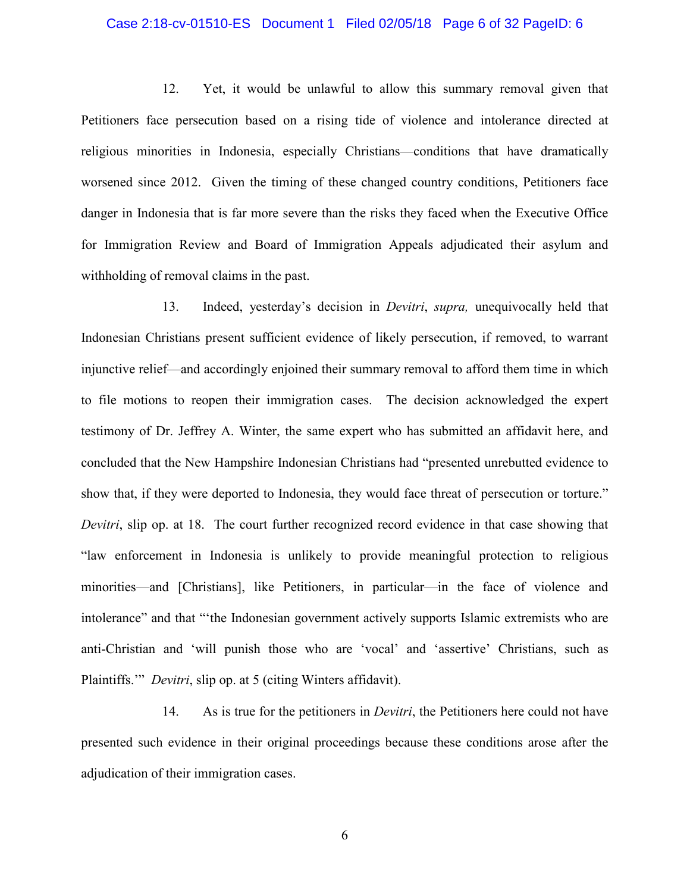12. Yet, it would be unlawful to allow this summary removal given that Petitioners face persecution based on a rising tide of violence and intolerance directed at religious minorities in Indonesia, especially Christians—conditions that have dramatically worsened since 2012. Given the timing of these changed country conditions, Petitioners face danger in Indonesia that is far more severe than the risks they faced when the Executive Office for Immigration Review and Board of Immigration Appeals adjudicated their asylum and withholding of removal claims in the past.

13. Indeed, yesterday's decision in *Devitri*, *supra,* unequivocally held that Indonesian Christians present sufficient evidence of likely persecution, if removed, to warrant injunctive relief—and accordingly enjoined their summary removal to afford them time in which to file motions to reopen their immigration cases. The decision acknowledged the expert testimony of Dr. Jeffrey A. Winter, the same expert who has submitted an affidavit here, and concluded that the New Hampshire Indonesian Christians had "presented unrebutted evidence to show that, if they were deported to Indonesia, they would face threat of persecution or torture." *Devitri*, slip op. at 18. The court further recognized record evidence in that case showing that "law enforcement in Indonesia is unlikely to provide meaningful protection to religious minorities—and [Christians], like Petitioners, in particular—in the face of violence and intolerance" and that "'the Indonesian government actively supports Islamic extremists who are anti-Christian and 'will punish those who are 'vocal' and 'assertive' Christians, such as Plaintiffs.'" *Devitri*, slip op. at 5 (citing Winters affidavit).

14. As is true for the petitioners in *Devitri*, the Petitioners here could not have presented such evidence in their original proceedings because these conditions arose after the adjudication of their immigration cases.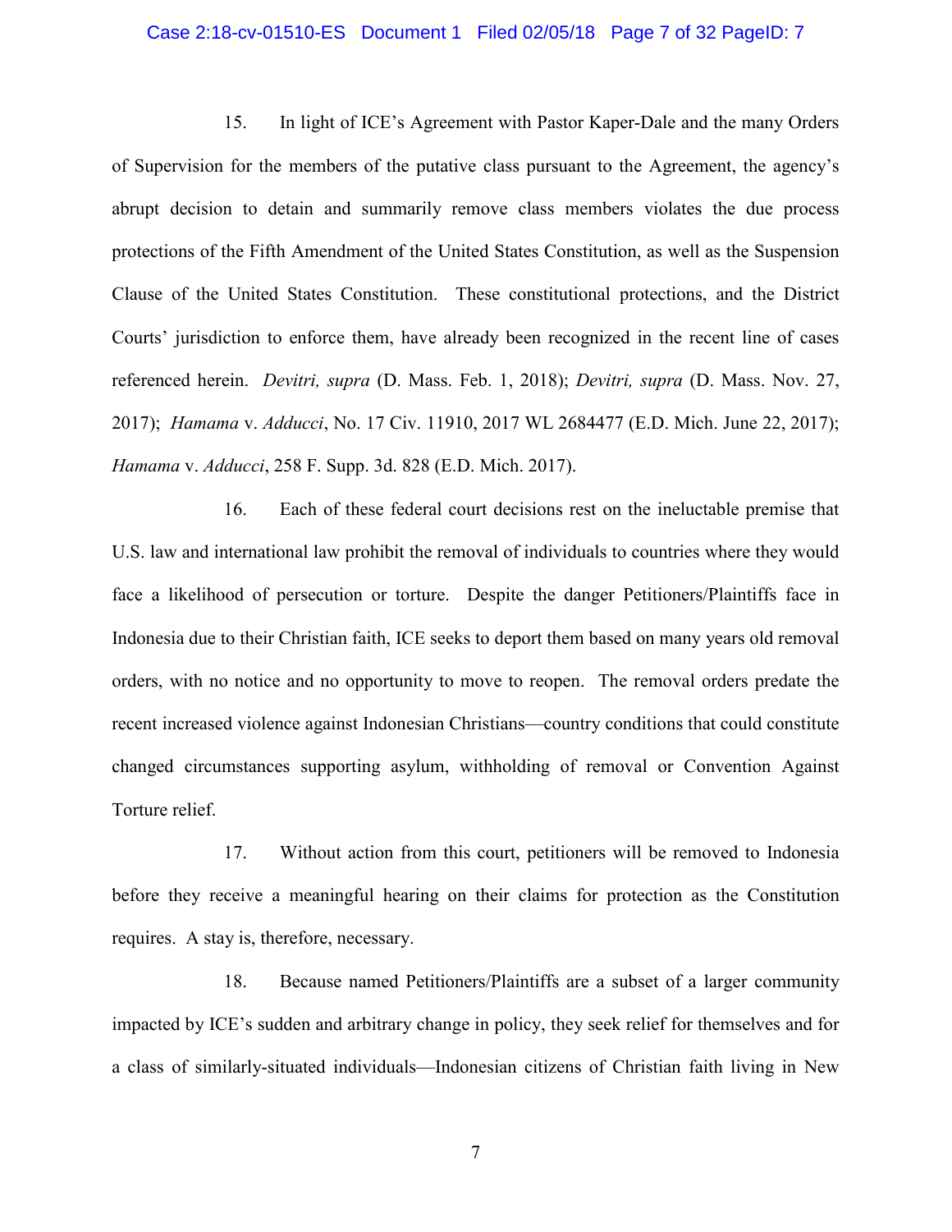15. In light of ICE's Agreement with Pastor Kaper-Dale and the many Orders of Supervision for the members of the putative class pursuant to the Agreement, the agency's abrupt decision to detain and summarily remove class members violates the due process protections of the Fifth Amendment of the United States Constitution, as well as the Suspension Clause of the United States Constitution. These constitutional protections, and the District Courts' jurisdiction to enforce them, have already been recognized in the recent line of cases referenced herein. *Devitri, supra* (D. Mass. Feb. 1, 2018); *Devitri, supra* (D. Mass. Nov. 27, 2017); *Hamama* v. *Adducci*, No. 17 Civ. 11910, 2017 WL 2684477 (E.D. Mich. June 22, 2017); *Hamama* v. *Adducci*, 258 F. Supp. 3d. 828 (E.D. Mich. 2017).

16. Each of these federal court decisions rest on the ineluctable premise that U.S. law and international law prohibit the removal of individuals to countries where they would face a likelihood of persecution or torture. Despite the danger Petitioners/Plaintiffs face in Indonesia due to their Christian faith, ICE seeks to deport them based on many years old removal orders, with no notice and no opportunity to move to reopen. The removal orders predate the recent increased violence against Indonesian Christians—country conditions that could constitute changed circumstances supporting asylum, withholding of removal or Convention Against Torture relief.

17. Without action from this court, petitioners will be removed to Indonesia before they receive a meaningful hearing on their claims for protection as the Constitution requires. A stay is, therefore, necessary.

18. Because named Petitioners/Plaintiffs are a subset of a larger community impacted by ICE's sudden and arbitrary change in policy, they seek relief for themselves and for a class of similarly-situated individuals—Indonesian citizens of Christian faith living in New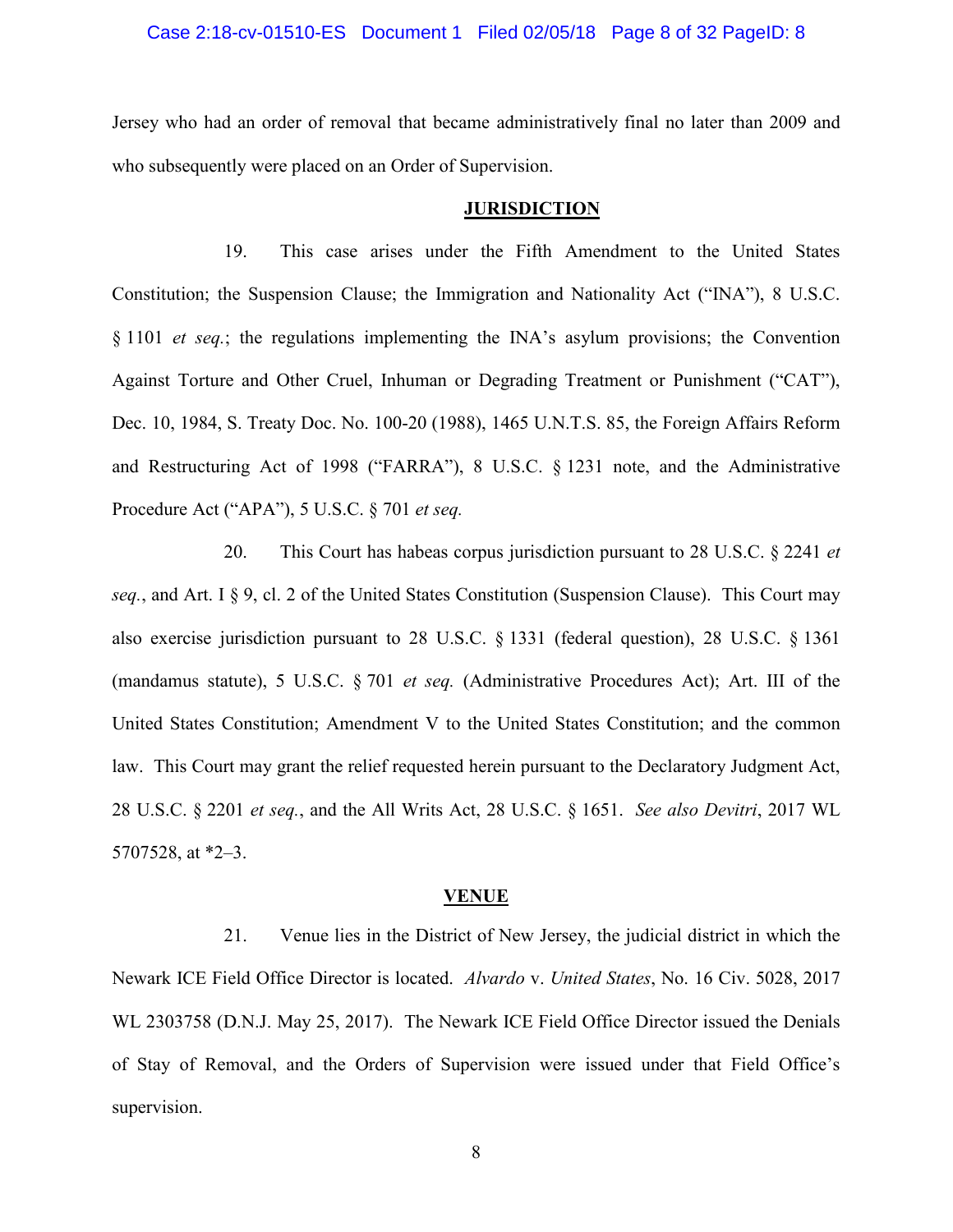Jersey who had an order of removal that became administratively final no later than 2009 and who subsequently were placed on an Order of Supervision.

## JURISDICTION

19. This case arises under the Fifth Amendment to the United States Constitution; the Suspension Clause; the Immigration and Nationality Act ("INA"), 8 U.S.C. § 1101 *et seq.*; the regulations implementing the INA's asylum provisions; the Convention Against Torture and Other Cruel, Inhuman or Degrading Treatment or Punishment ("CAT"), Dec. 10, 1984, S. Treaty Doc. No. 100-20 (1988), 1465 U.N.T.S. 85, the Foreign Affairs Reform and Restructuring Act of 1998 ("FARRA"), 8 U.S.C. § 1231 note, and the Administrative Procedure Act ("APA"), 5 U.S.C. § 701 *et seq.*

20. This Court has habeas corpus jurisdiction pursuant to 28 U.S.C. § 2241 *et seq.*, and Art. I § 9, cl. 2 of the United States Constitution (Suspension Clause). This Court may also exercise jurisdiction pursuant to 28 U.S.C. § 1331 (federal question), 28 U.S.C. § 1361 (mandamus statute), 5 U.S.C. § 701 *et seq.* (Administrative Procedures Act); Art. III of the United States Constitution; Amendment V to the United States Constitution; and the common law. This Court may grant the relief requested herein pursuant to the Declaratory Judgment Act, 28 U.S.C. § 2201 *et seq.*, and the All Writs Act, 28 U.S.C. § 1651. *See also Devitri*, 2017 WL 5707528, at *2–3.

## VENUE

21. Venue lies in the District of New Jersey, the judicial district in which the Newark ICE Field Office Director is located. *Alvardo* v. *United States*, No. 16 Civ. 5028, 2017 WL 2303758 (D.N.J. May 25, 2017). The Newark ICE Field Office Director issued the Denials of Stay of Removal, and the Orders of Supervision were issued under that Field Office's supervision.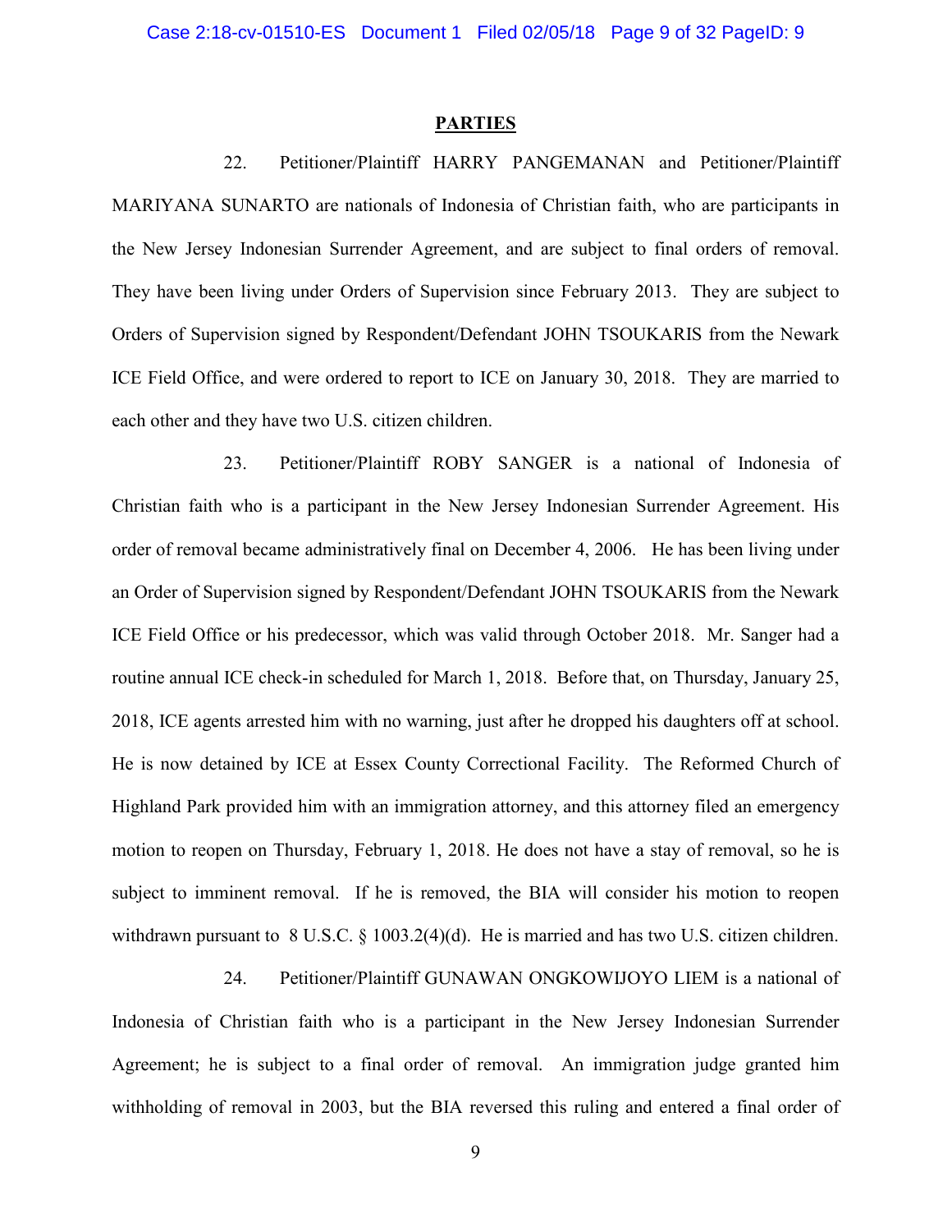## PARTIES

22. Petitioner/Plaintiff HARRY PANGEMANAN and Petitioner/Plaintiff MARIYANA SUNARTO are nationals of Indonesia of Christian faith, who are participants in the New Jersey Indonesian Surrender Agreement, and are subject to final orders of removal. They have been living under Orders of Supervision since February 2013. They are subject to Orders of Supervision signed by Respondent/Defendant JOHN TSOUKARIS from the Newark ICE Field Office, and were ordered to report to ICE on January 30, 2018. They are married to each other and they have two U.S. citizen children.

23. Petitioner/Plaintiff ROBY SANGER is a national of Indonesia of Christian faith who is a participant in the New Jersey Indonesian Surrender Agreement. His order of removal became administratively final on December 4, 2006. He has been living under an Order of Supervision signed by Respondent/Defendant JOHN TSOUKARIS from the Newark ICE Field Office or his predecessor, which was valid through October 2018. Mr. Sanger had a routine annual ICE check-in scheduled for March 1, 2018. Before that, on Thursday, January 25, 2018, ICE agents arrested him with no warning, just after he dropped his daughters off at school. He is now detained by ICE at Essex County Correctional Facility. The Reformed Church of Highland Park provided him with an immigration attorney, and this attorney filed an emergency motion to reopen on Thursday, February 1, 2018. He does not have a stay of removal, so he is subject to imminent removal. If he is removed, the BIA will consider his motion to reopen withdrawn pursuant to 8 U.S.C. § 1003.2(4)(d). He is married and has two U.S. citizen children.

24. Petitioner/Plaintiff GUNAWAN ONGKOWIJOYO LIEM is a national of Indonesia of Christian faith who is a participant in the New Jersey Indonesian Surrender Agreement; he is subject to a final order of removal. An immigration judge granted him withholding of removal in 2003, but the BIA reversed this ruling and entered a final order of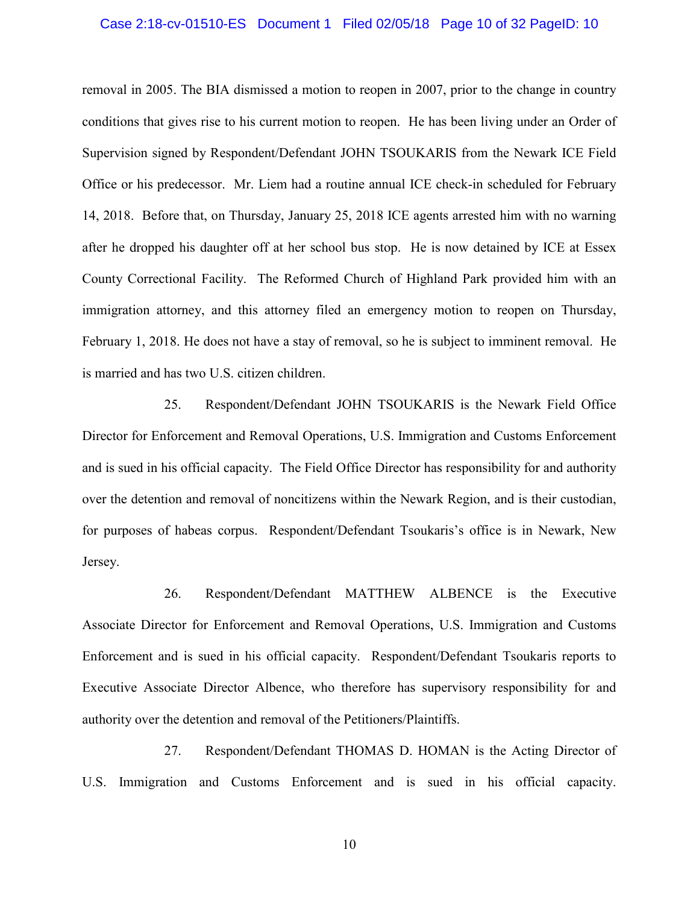removal in 2005. The BIA dismissed a motion to reopen in 2007, prior to the change in country conditions that gives rise to his current motion to reopen. He has been living under an Order of Supervision signed by Respondent/Defendant JOHN TSOUKARIS from the Newark ICE Field Office or his predecessor. Mr. Liem had a routine annual ICE check-in scheduled for February 14, 2018. Before that, on Thursday, January 25, 2018 ICE agents arrested him with no warning after he dropped his daughter off at her school bus stop. He is now detained by ICE at Essex County Correctional Facility. The Reformed Church of Highland Park provided him with an immigration attorney, and this attorney filed an emergency motion to reopen on Thursday, February 1, 2018. He does not have a stay of removal, so he is subject to imminent removal. He is married and has two U.S. citizen children.

25. Respondent/Defendant JOHN TSOUKARIS is the Newark Field Office Director for Enforcement and Removal Operations, U.S. Immigration and Customs Enforcement and is sued in his official capacity. The Field Office Director has responsibility for and authority over the detention and removal of noncitizens within the Newark Region, and is their custodian, for purposes of habeas corpus. Respondent/Defendant Tsoukaris's office is in Newark, New Jersey.

26. Respondent/Defendant MATTHEW ALBENCE is the Executive Associate Director for Enforcement and Removal Operations, U.S. Immigration and Customs Enforcement and is sued in his official capacity. Respondent/Defendant Tsoukaris reports to Executive Associate Director Albence, who therefore has supervisory responsibility for and authority over the detention and removal of the Petitioners/Plaintiffs.

27. Respondent/Defendant THOMAS D. HOMAN is the Acting Director of U.S. Immigration and Customs Enforcement and is sued in his official capacity.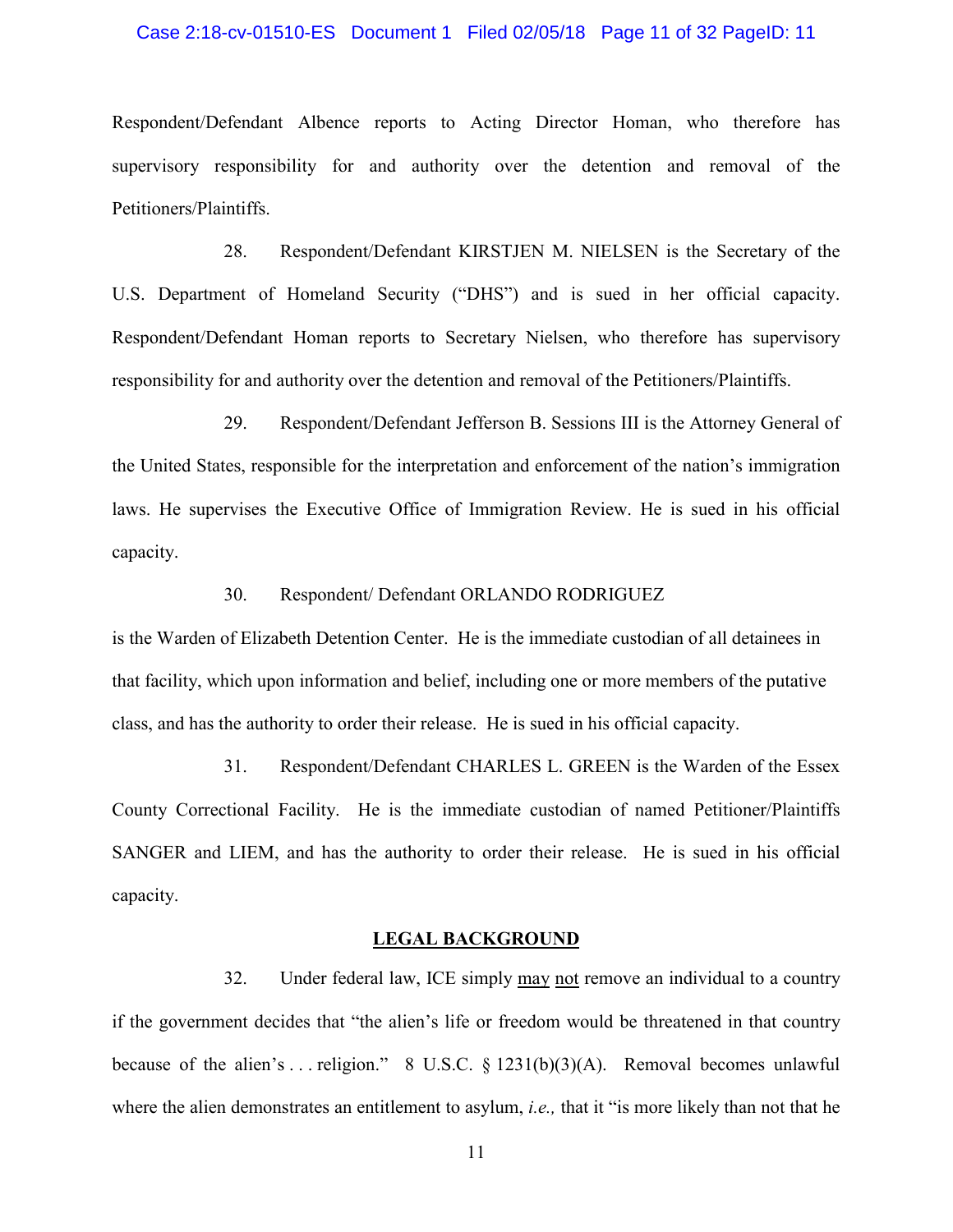Respondent/Defendant Albence reports to Acting Director Homan, who therefore has supervisory responsibility for and authority over the detention and removal of the Petitioners/Plaintiffs.

28. Respondent/Defendant KIRSTJEN M. NIELSEN is the Secretary of the U.S. Department of Homeland Security ("DHS") and is sued in her official capacity. Respondent/Defendant Homan reports to Secretary Nielsen, who therefore has supervisory responsibility for and authority over the detention and removal of the Petitioners/Plaintiffs.

29. Respondent/Defendant Jefferson B. Sessions III is the Attorney General of the United States, responsible for the interpretation and enforcement of the nation's immigration laws. He supervises the Executive Office of Immigration Review. He is sued in his official capacity.

30. Respondent/ Defendant ORLANDO RODRIGUEZ is the Warden of Elizabeth Detention Center. He is the immediate custodian of all detainees in that facility, which upon information and belief, including one or more members of the putative class, and has the authority to order their release. He is sued in his official capacity.

31. Respondent/Defendant CHARLES L. GREEN is the Warden of the Essex County Correctional Facility. He is the immediate custodian of named Petitioner/Plaintiffs SANGER and LIEM, and has the authority to order their release. He is sued in his official capacity.

## LEGAL BACKGROUND

32. Under federal law, ICE simply may not remove an individual to a country if the government decides that "the alien's life or freedom would be threatened in that country because of the alien's . . . religion." 8 U.S.C. § 1231(b)(3)(A). Removal becomes unlawful where the alien demonstrates an entitlement to asylum, *i.e.,* that it "is more likely than not that he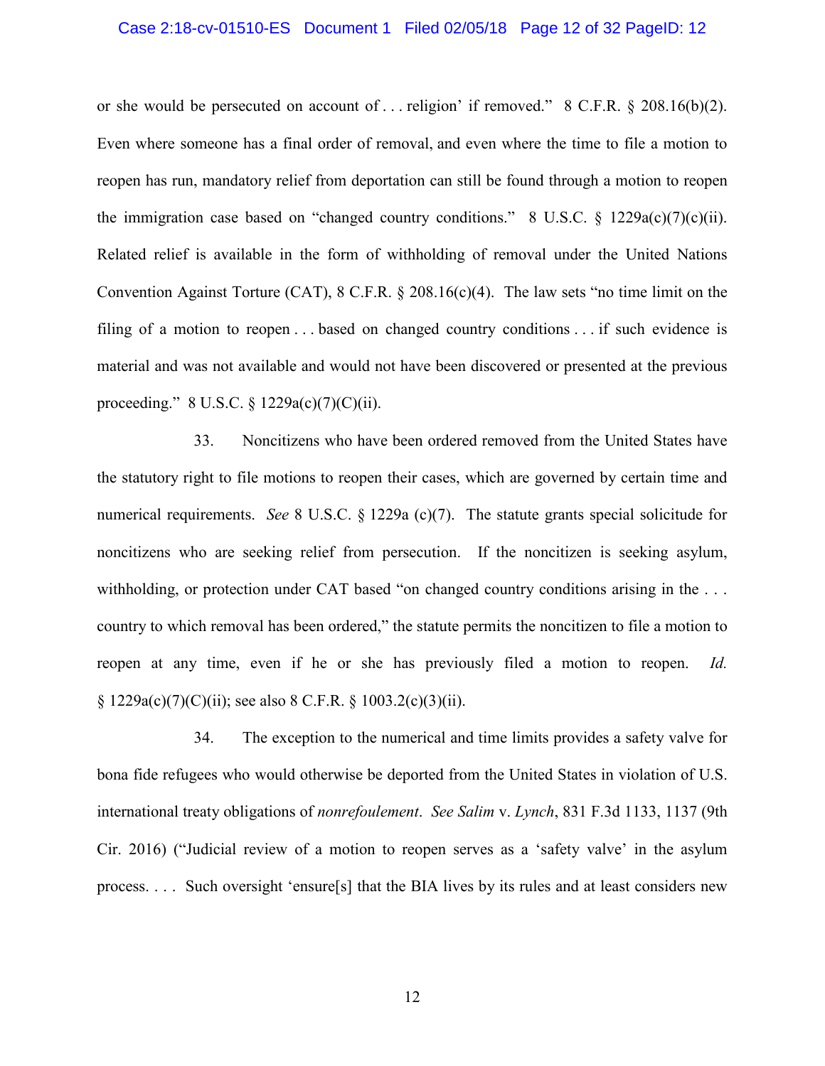or she would be persecuted on account of . . . religion' if removed." 8 C.F.R. § 208.16(b)(2). Even where someone has a final order of removal, and even where the time to file a motion to reopen has run, mandatory relief from deportation can still be found through a motion to reopen the immigration case based on "changed country conditions." 8 U.S.C. § 1229a(c)(7)(c)(ii). Related relief is available in the form of withholding of removal under the United Nations Convention Against Torture (CAT), 8 C.F.R. § 208.16(c)(4). The law sets "no time limit on the filing of a motion to reopen . . . based on changed country conditions . . . if such evidence is material and was not available and would not have been discovered or presented at the previous proceeding." 8 U.S.C. § 1229a(c)(7)(C)(ii).

33. Noncitizens who have been ordered removed from the United States have the statutory right to file motions to reopen their cases, which are governed by certain time and numerical requirements. *See* 8 U.S.C. § 1229a (c)(7). The statute grants special solicitude for noncitizens who are seeking relief from persecution. If the noncitizen is seeking asylum, withholding, or protection under CAT based "on changed country conditions arising in the . . . country to which removal has been ordered," the statute permits the noncitizen to file a motion to reopen at any time, even if he or she has previously filed a motion to reopen. *Id.* § 1229a(c)(7)(C)(ii); see also 8 C.F.R. § 1003.2(c)(3)(ii).

34. The exception to the numerical and time limits provides a safety valve for bona fide refugees who would otherwise be deported from the United States in violation of U.S. international treaty obligations of *nonrefoulement*. *See Salim* v. *Lynch*, 831 F.3d 1133, 1137 (9th Cir. 2016) ("Judicial review of a motion to reopen serves as a 'safety valve' in the asylum process. . . . Such oversight 'ensure[s] that the BIA lives by its rules and at least considers new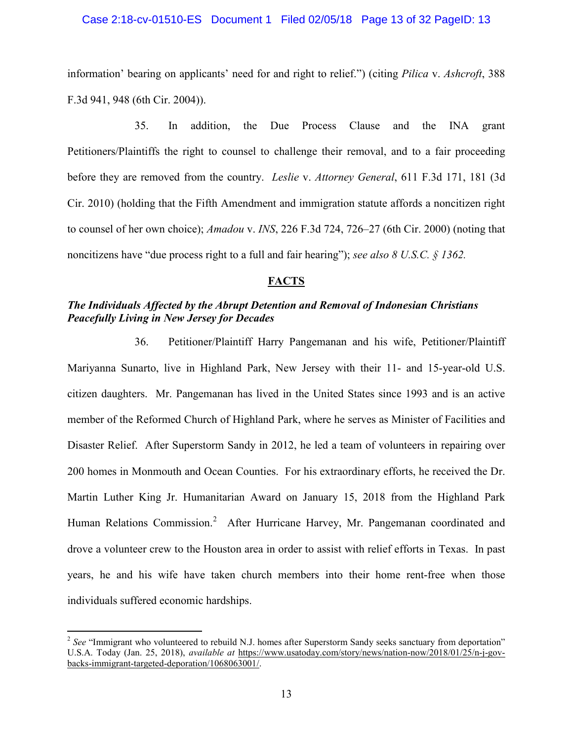information' bearing on applicants' need for and right to relief.") (citing *Pilica* v. *Ashcroft*, 388 F.3d 941, 948 (6th Cir. 2004)).

35. In addition, the Due Process Clause and the INA grant Petitioners/Plaintiffs the right to counsel to challenge their removal, and to a fair proceeding before they are removed from the country. *Leslie* v. *Attorney General*, 611 F.3d 171, 181 (3d Cir. 2010) (holding that the Fifth Amendment and immigration statute affords a noncitizen right to counsel of her own choice); *Amadou* v. *INS*, 226 F.3d 724, 726–27 (6th Cir. 2000) (noting that noncitizens have "due process right to a full and fair hearing"); *see also 8 U.S.C. § 1362.*

## <u>FACTS</u>

***The Individuals Affected by the Abrupt Detention and Removal of Indonesian Christians Peacefully Living in New Jersey for Decades***

36. Petitioner/Plaintiff Harry Pangemanan and his wife, Petitioner/Plaintiff Mariyanna Sunarto, live in Highland Park, New Jersey with their 11- and 15-year-old U.S. citizen daughters. Mr. Pangemanan has lived in the United States since 1993 and is an active member of the Reformed Church of Highland Park, where he serves as Minister of Facilities and Disaster Relief. After Superstorm Sandy in 2012, he led a team of volunteers in repairing over 200 homes in Monmouth and Ocean Counties. For his extraordinary efforts, he received the Dr. Martin Luther King Jr. Humanitarian Award on January 15, 2018 from the Highland Park Human Relations Commission.[2] After Hurricane Harvey, Mr. Pangemanan coordinated and drove a volunteer crew to the Houston area in order to assist with relief efforts in Texas. In past years, he and his wife have taken church members into their home rent-free when those individuals suffered economic hardships.

---

[2] *See* "Immigrant who volunteered to rebuild N.J. homes after Superstorm Sandy seeks sanctuary from deportation" U.S.A. Today (Jan. 25, 2018), *available at* https://www.usatoday.com/story/news/nation-now/2018/01/25/n-j-gov-backs-immigrant-targeted-deporation/1068063001/.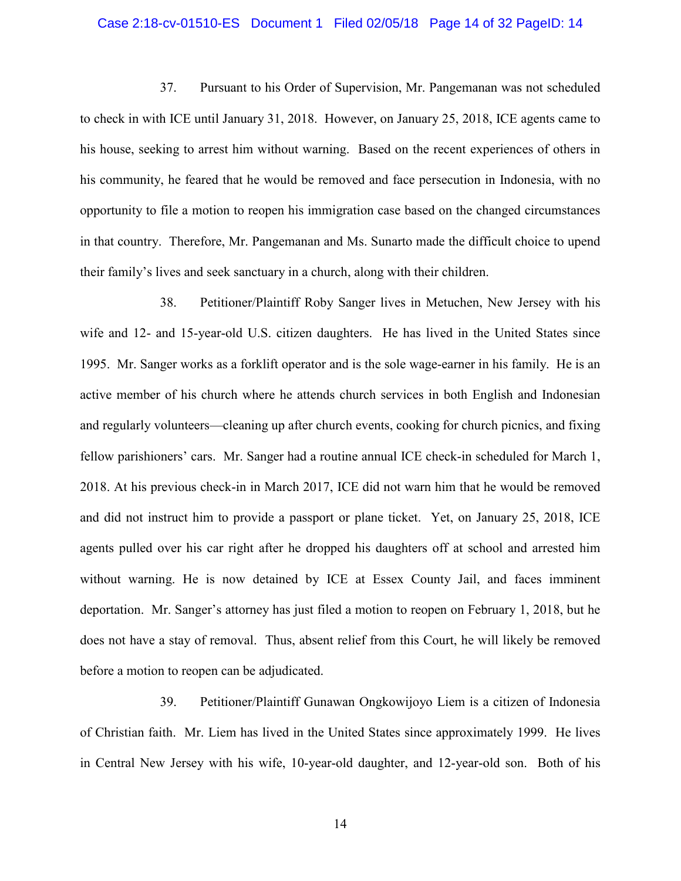37. Pursuant to his Order of Supervision, Mr. Pangemanan was not scheduled to check in with ICE until January 31, 2018. However, on January 25, 2018, ICE agents came to his house, seeking to arrest him without warning. Based on the recent experiences of others in his community, he feared that he would be removed and face persecution in Indonesia, with no opportunity to file a motion to reopen his immigration case based on the changed circumstances in that country. Therefore, Mr. Pangemanan and Ms. Sunarto made the difficult choice to upend their family's lives and seek sanctuary in a church, along with their children.

38. Petitioner/Plaintiff Roby Sanger lives in Metuchen, New Jersey with his wife and 12- and 15-year-old U.S. citizen daughters. He has lived in the United States since 1995. Mr. Sanger works as a forklift operator and is the sole wage-earner in his family. He is an active member of his church where he attends church services in both English and Indonesian and regularly volunteers—cleaning up after church events, cooking for church picnics, and fixing fellow parishioners' cars. Mr. Sanger had a routine annual ICE check-in scheduled for March 1, 2018. At his previous check-in in March 2017, ICE did not warn him that he would be removed and did not instruct him to provide a passport or plane ticket. Yet, on January 25, 2018, ICE agents pulled over his car right after he dropped his daughters off at school and arrested him without warning. He is now detained by ICE at Essex County Jail, and faces imminent deportation. Mr. Sanger's attorney has just filed a motion to reopen on February 1, 2018, but he does not have a stay of removal. Thus, absent relief from this Court, he will likely be removed before a motion to reopen can be adjudicated.

39. Petitioner/Plaintiff Gunawan Ongkowijoyo Liem is a citizen of Indonesia of Christian faith. Mr. Liem has lived in the United States since approximately 1999. He lives in Central New Jersey with his wife, 10-year-old daughter, and 12-year-old son. Both of his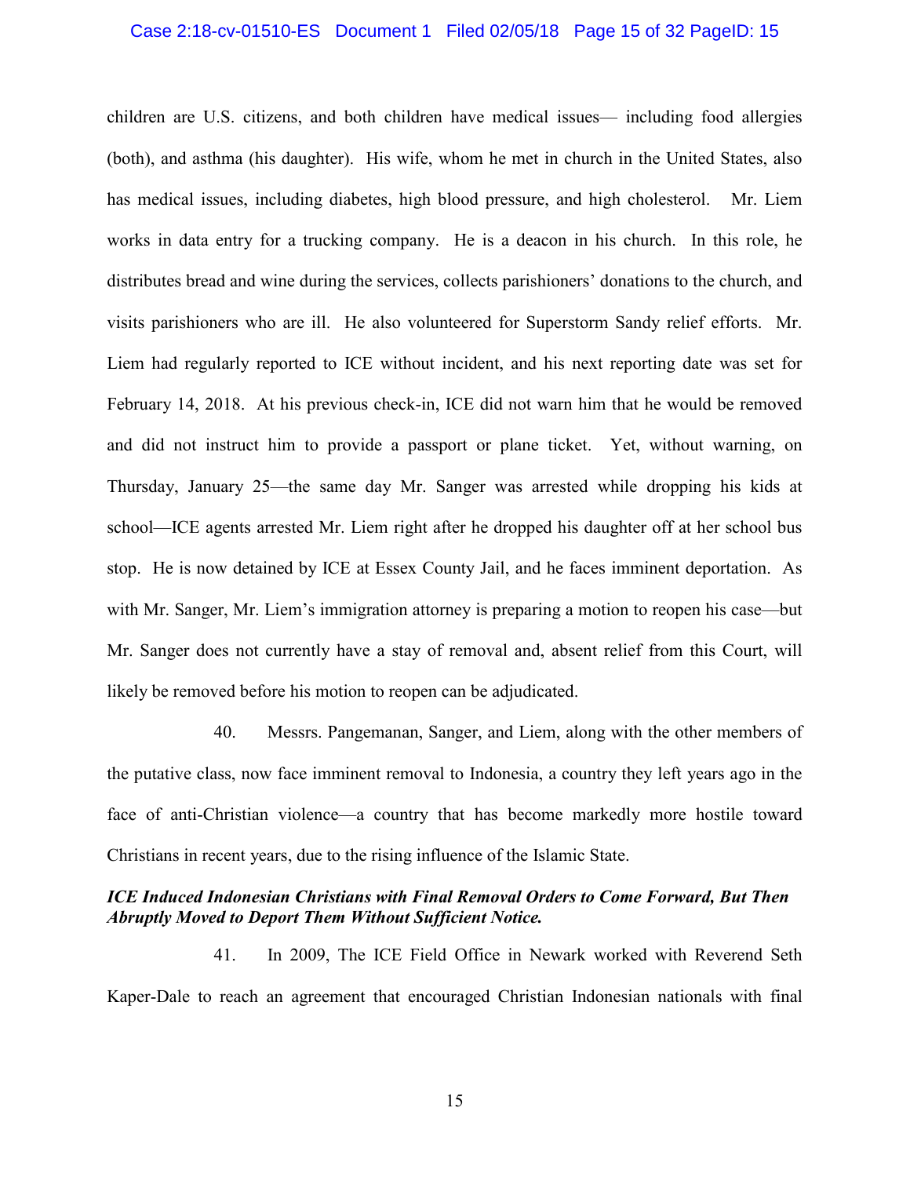children are U.S. citizens, and both children have medical issues— including food allergies (both), and asthma (his daughter). His wife, whom he met in church in the United States, also has medical issues, including diabetes, high blood pressure, and high cholesterol. Mr. Liem works in data entry for a trucking company. He is a deacon in his church. In this role, he distributes bread and wine during the services, collects parishioners' donations to the church, and visits parishioners who are ill. He also volunteered for Superstorm Sandy relief efforts. Mr. Liem had regularly reported to ICE without incident, and his next reporting date was set for February 14, 2018. At his previous check-in, ICE did not warn him that he would be removed and did not instruct him to provide a passport or plane ticket. Yet, without warning, on Thursday, January 25—the same day Mr. Sanger was arrested while dropping his kids at school—ICE agents arrested Mr. Liem right after he dropped his daughter off at her school bus stop. He is now detained by ICE at Essex County Jail, and he faces imminent deportation. As with Mr. Sanger, Mr. Liem's immigration attorney is preparing a motion to reopen his case—but Mr. Sanger does not currently have a stay of removal and, absent relief from this Court, will likely be removed before his motion to reopen can be adjudicated.

40. Messrs. Pangemanan, Sanger, and Liem, along with the other members of the putative class, now face imminent removal to Indonesia, a country they left years ago in the face of anti-Christian violence—a country that has become markedly more hostile toward Christians in recent years, due to the rising influence of the Islamic State.

***ICE Induced Indonesian Christians with Final Removal Orders to Come Forward, But Then Abruptly Moved to Deport Them Without Sufficient Notice.***

41. In 2009, The ICE Field Office in Newark worked with Reverend Seth Kaper-Dale to reach an agreement that encouraged Christian Indonesian nationals with final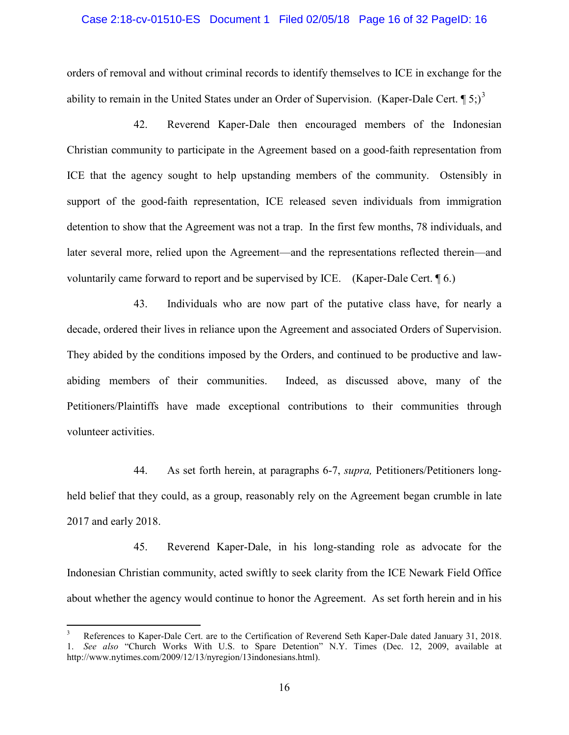orders of removal and without criminal records to identify themselves to ICE in exchange for the ability to remain in the United States under an Order of Supervision. (Kaper-Dale Cert. ¶ 5;)[3]

42. Reverend Kaper-Dale then encouraged members of the Indonesian Christian community to participate in the Agreement based on a good-faith representation from ICE that the agency sought to help upstanding members of the community. Ostensibly in support of the good-faith representation, ICE released seven individuals from immigration detention to show that the Agreement was not a trap. In the first few months, 78 individuals, and later several more, relied upon the Agreement—and the representations reflected therein—and voluntarily came forward to report and be supervised by ICE. (Kaper-Dale Cert. ¶ 6.)

43. Individuals who are now part of the putative class have, for nearly a decade, ordered their lives in reliance upon the Agreement and associated Orders of Supervision. They abided by the conditions imposed by the Orders, and continued to be productive and law-abiding members of their communities. Indeed, as discussed above, many of the Petitioners/Plaintiffs have made exceptional contributions to their communities through volunteer activities.

44. As set forth herein, at paragraphs 6-7, *supra,* Petitioners/Petitioners long-held belief that they could, as a group, reasonably rely on the Agreement began crumble in late 2017 and early 2018.

45. Reverend Kaper-Dale, in his long-standing role as advocate for the Indonesian Christian community, acted swiftly to seek clarity from the ICE Newark Field Office about whether the agency would continue to honor the Agreement. As set forth herein and in his

---

[3] References to Kaper-Dale Cert. are to the Certification of Reverend Seth Kaper-Dale dated January 31, 2018. 1. *See also* "Church Works With U.S. to Spare Detention" N.Y. Times (Dec. 12, 2009, available at http://www.nytimes.com/2009/12/13/nyregion/13indonesians.html).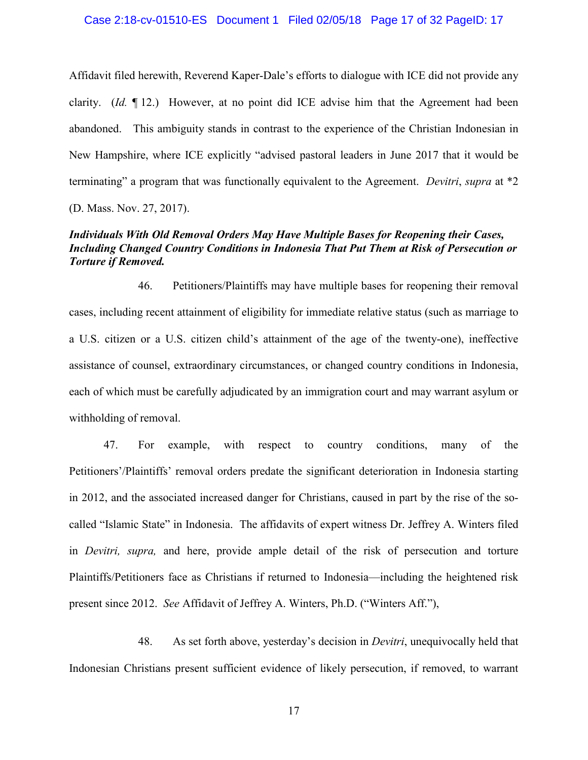Affidavit filed herewith, Reverend Kaper-Dale's efforts to dialogue with ICE did not provide any clarity. (*Id.* ¶ 12.) However, at no point did ICE advise him that the Agreement had been abandoned. This ambiguity stands in contrast to the experience of the Christian Indonesian in New Hampshire, where ICE explicitly "advised pastoral leaders in June 2017 that it would be terminating" a program that was functionally equivalent to the Agreement. *Devitri*, *supra* at *2 (D. Mass. Nov. 27, 2017).

***Individuals With Old Removal Orders May Have Multiple Bases for Reopening their Cases, Including Changed Country Conditions in Indonesia That Put Them at Risk of Persecution or Torture if Removed.***

46. Petitioners/Plaintiffs may have multiple bases for reopening their removal cases, including recent attainment of eligibility for immediate relative status (such as marriage to a U.S. citizen or a U.S. citizen child's attainment of the age of the twenty-one), ineffective assistance of counsel, extraordinary circumstances, or changed country conditions in Indonesia, each of which must be carefully adjudicated by an immigration court and may warrant asylum or withholding of removal.

47. For example, with respect to country conditions, many of the Petitioners'/Plaintiffs' removal orders predate the significant deterioration in Indonesia starting in 2012, and the associated increased danger for Christians, caused in part by the rise of the so-called "Islamic State" in Indonesia. The affidavits of expert witness Dr. Jeffrey A. Winters filed in *Devitri, supra,* and here, provide ample detail of the risk of persecution and torture Plaintiffs/Petitioners face as Christians if returned to Indonesia—including the heightened risk present since 2012. *See* Affidavit of Jeffrey A. Winters, Ph.D. ("Winters Aff."),

48. As set forth above, yesterday's decision in *Devitri*, unequivocally held that Indonesian Christians present sufficient evidence of likely persecution, if removed, to warrant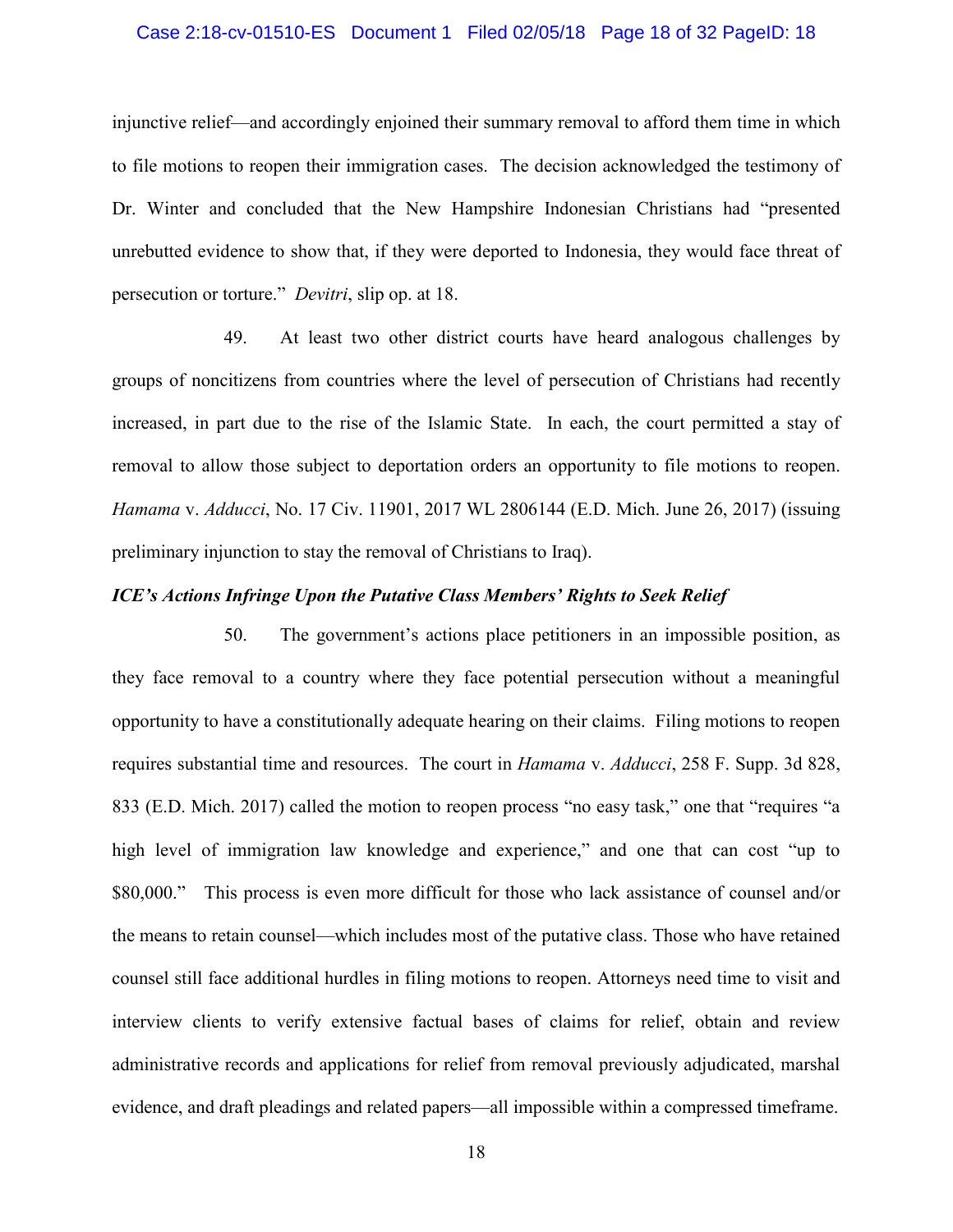injunctive relief—and accordingly enjoined their summary removal to afford them time in which to file motions to reopen their immigration cases. The decision acknowledged the testimony of Dr. Winter and concluded that the New Hampshire Indonesian Christians had "presented unrebutted evidence to show that, if they were deported to Indonesia, they would face threat of persecution or torture." *Devitri*, slip op. at 18.

49. At least two other district courts have heard analogous challenges by groups of noncitizens from countries where the level of persecution of Christians had recently increased, in part due to the rise of the Islamic State. In each, the court permitted a stay of removal to allow those subject to deportation orders an opportunity to file motions to reopen. *Hamama* v. *Adducci*, No. 17 Civ. 11901, 2017 WL 2806144 (E.D. Mich. June 26, 2017) (issuing preliminary injunction to stay the removal of Christians to Iraq).

***ICE's Actions Infringe Upon the Putative Class Members' Rights to Seek Relief***

50. The government's actions place petitioners in an impossible position, as they face removal to a country where they face potential persecution without a meaningful opportunity to have a constitutionally adequate hearing on their claims. Filing motions to reopen requires substantial time and resources. The court in *Hamama* v. *Adducci*, 258 F. Supp. 3d 828, 833 (E.D. Mich. 2017) called the motion to reopen process "no easy task," one that "requires "a high level of immigration law knowledge and experience," and one that can cost "up to $80,000." This process is even more difficult for those who lack assistance of counsel and/or the means to retain counsel—which includes most of the putative class. Those who have retained counsel still face additional hurdles in filing motions to reopen. Attorneys need time to visit and interview clients to verify extensive factual bases of claims for relief, obtain and review administrative records and applications for relief from removal previously adjudicated, marshal evidence, and draft pleadings and related papers—all impossible within a compressed timeframe.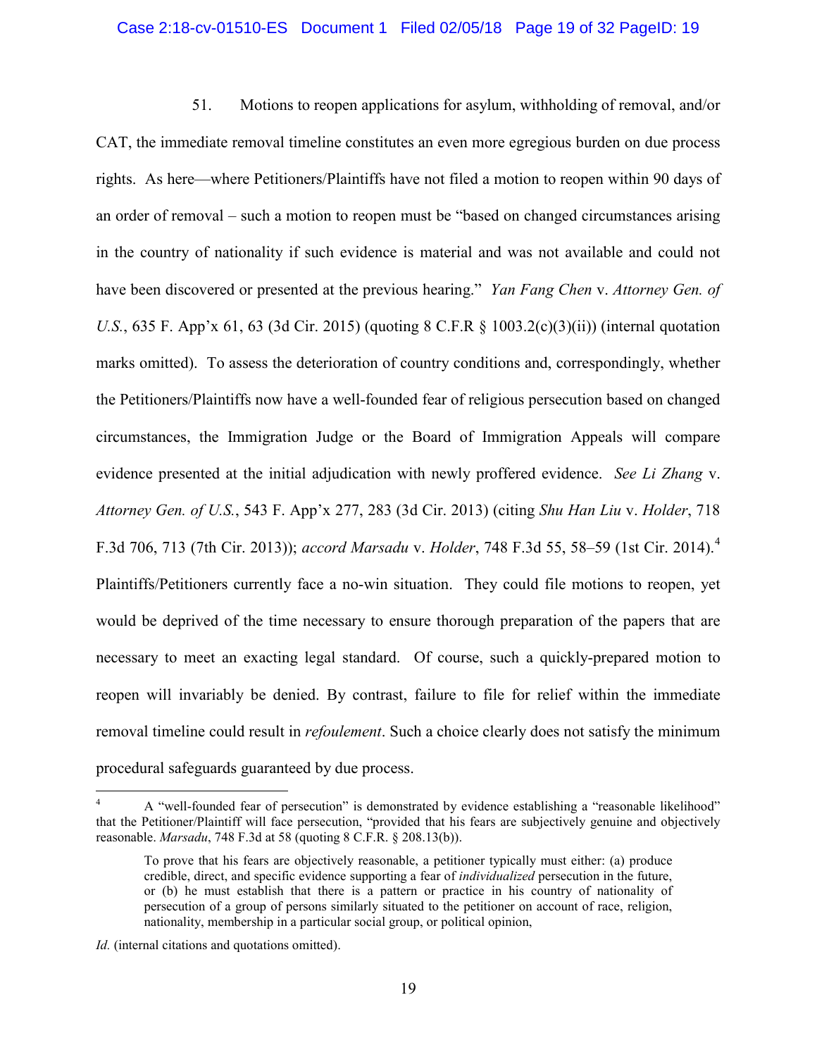51. Motions to reopen applications for asylum, withholding of removal, and/or CAT, the immediate removal timeline constitutes an even more egregious burden on due process rights. As here—where Petitioners/Plaintiffs have not filed a motion to reopen within 90 days of an order of removal – such a motion to reopen must be "based on changed circumstances arising in the country of nationality if such evidence is material and was not available and could not have been discovered or presented at the previous hearing." *Yan Fang Chen* v. *Attorney Gen. of U.S.*, 635 F. App'x 61, 63 (3d Cir. 2015) (quoting 8 C.F.R § 1003.2(c)(3)(ii)) (internal quotation marks omitted). To assess the deterioration of country conditions and, correspondingly, whether the Petitioners/Plaintiffs now have a well-founded fear of religious persecution based on changed circumstances, the Immigration Judge or the Board of Immigration Appeals will compare evidence presented at the initial adjudication with newly proffered evidence. *See Li Zhang* v. *Attorney Gen. of U.S.*, 543 F. App'x 277, 283 (3d Cir. 2013) (citing *Shu Han Liu* v. *Holder*, 718 F.3d 706, 713 (7th Cir. 2013)); *accord Marsadu* v. *Holder*, 748 F.3d 55, 58–59 (1st Cir. 2014).[4] Plaintiffs/Petitioners currently face a no-win situation. They could file motions to reopen, yet would be deprived of the time necessary to ensure thorough preparation of the papers that are necessary to meet an exacting legal standard. Of course, such a quickly-prepared motion to reopen will invariably be denied. By contrast, failure to file for relief within the immediate removal timeline could result in *refoulement*. Such a choice clearly does not satisfy the minimum procedural safeguards guaranteed by due process.

---

[4] A "well-founded fear of persecution" is demonstrated by evidence establishing a "reasonable likelihood" that the Petitioner/Plaintiff will face persecution, "provided that his fears are subjectively genuine and objectively reasonable. *Marsadu*, 748 F.3d at 58 (quoting 8 C.F.R. § 208.13(b)).

> To prove that his fears are objectively reasonable, a petitioner typically must either: (a) produce credible, direct, and specific evidence supporting a fear of *individualized* persecution in the future, or (b) he must establish that there is a pattern or practice in his country of nationality of persecution of a group of persons similarly situated to the petitioner on account of race, religion, nationality, membership in a particular social group, or political opinion,

*Id.* (internal citations and quotations omitted).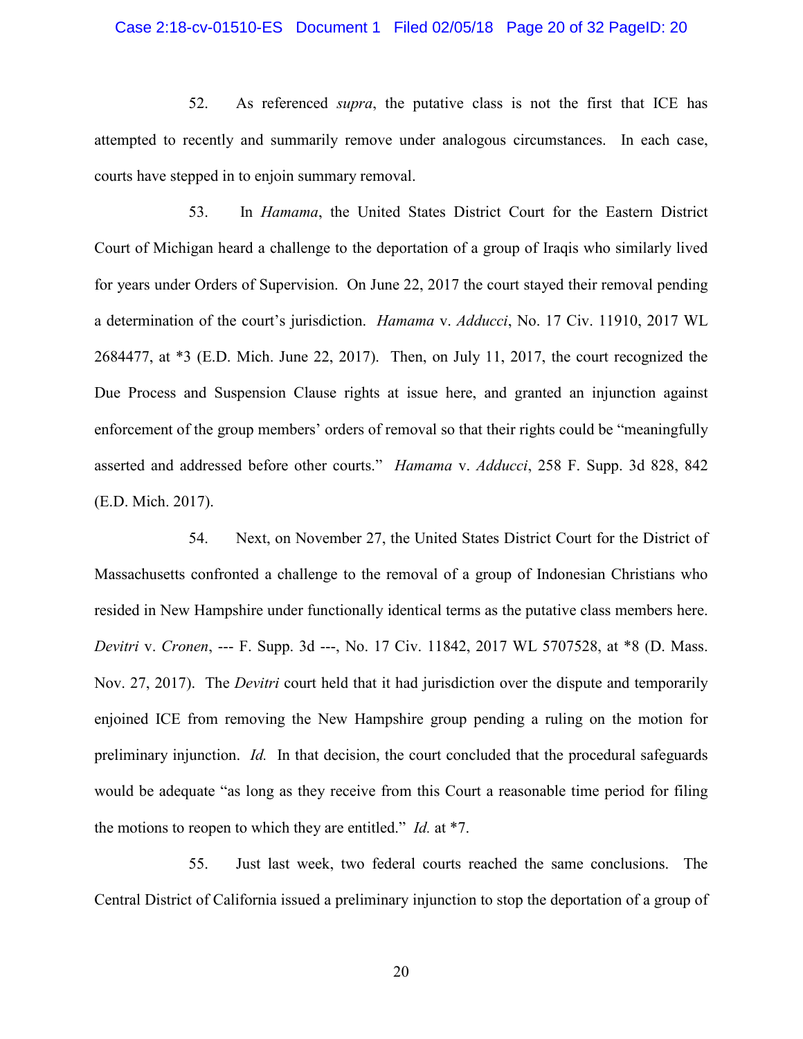52. As referenced *supra*, the putative class is not the first that ICE has attempted to recently and summarily remove under analogous circumstances. In each case, courts have stepped in to enjoin summary removal.

53. In *Hamama*, the United States District Court for the Eastern District Court of Michigan heard a challenge to the deportation of a group of Iraqis who similarly lived for years under Orders of Supervision. On June 22, 2017 the court stayed their removal pending a determination of the court's jurisdiction. *Hamama* v. *Adducci*, No. 17 Civ. 11910, 2017 WL 2684477, at *3 (E.D. Mich. June 22, 2017). Then, on July 11, 2017, the court recognized the Due Process and Suspension Clause rights at issue here, and granted an injunction against enforcement of the group members' orders of removal so that their rights could be "meaningfully asserted and addressed before other courts." *Hamama* v. *Adducci*, 258 F. Supp. 3d 828, 842 (E.D. Mich. 2017).

54. Next, on November 27, the United States District Court for the District of Massachusetts confronted a challenge to the removal of a group of Indonesian Christians who resided in New Hampshire under functionally identical terms as the putative class members here. *Devitri* v. *Cronen*, --- F. Supp. 3d ---, No. 17 Civ. 11842, 2017 WL 5707528, at *8 (D. Mass. Nov. 27, 2017). The *Devitri* court held that it had jurisdiction over the dispute and temporarily enjoined ICE from removing the New Hampshire group pending a ruling on the motion for preliminary injunction. *Id.* In that decision, the court concluded that the procedural safeguards would be adequate "as long as they receive from this Court a reasonable time period for filing the motions to reopen to which they are entitled." *Id.* at *7.

55. Just last week, two federal courts reached the same conclusions. The Central District of California issued a preliminary injunction to stop the deportation of a group of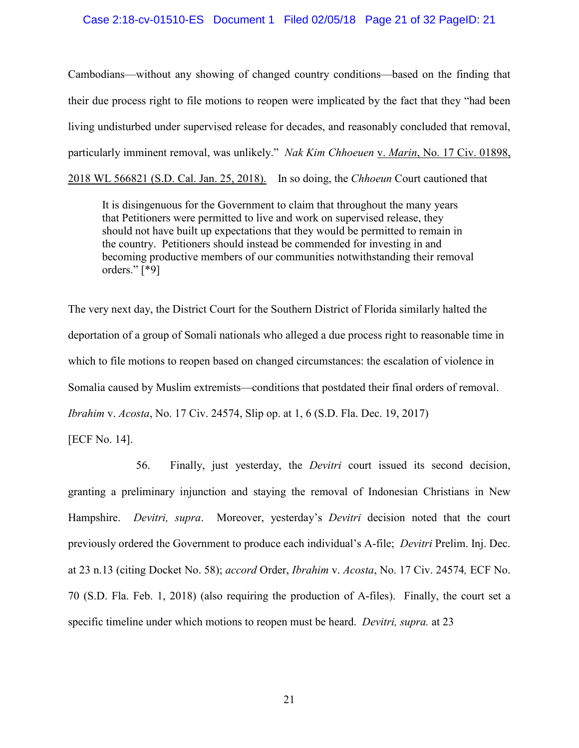Cambodians—without any showing of changed country conditions—based on the finding that their due process right to file motions to reopen were implicated by the fact that they "had been living undisturbed under supervised release for decades, and reasonably concluded that removal, particularly imminent removal, was unlikely." *Nak Kim Chhoeuen* v. *Marin*, No. 17 Civ. 01898, 2018 WL 566821 (S.D. Cal. Jan. 25, 2018). In so doing, the *Chhoeun* Court cautioned that

> It is disingenuous for the Government to claim that throughout the many years that Petitioners were permitted to live and work on supervised release, they should not have built up expectations that they would be permitted to remain in the country. Petitioners should instead be commended for investing in and becoming productive members of our communities notwithstanding their removal orders." [*9]

The very next day, the District Court for the Southern District of Florida similarly halted the deportation of a group of Somali nationals who alleged a due process right to reasonable time in which to file motions to reopen based on changed circumstances: the escalation of violence in Somalia caused by Muslim extremists—conditions that postdated their final orders of removal. *Ibrahim* v. *Acosta*, No. 17 Civ. 24574, Slip op. at 1, 6 (S.D. Fla. Dec. 19, 2017) [ECF No. 14].

56. Finally, just yesterday, the *Devitri* court issued its second decision, granting a preliminary injunction and staying the removal of Indonesian Christians in New Hampshire. *Devitri, supra*. Moreover, yesterday's *Devitri* decision noted that the court previously ordered the Government to produce each individual's A-file; *Devitri* Prelim. Inj. Dec. at 23 n.13 (citing Docket No. 58); *accord* Order, *Ibrahim* v. *Acosta*, No. 17 Civ. 24574*,* ECF No. 70 (S.D. Fla. Feb. 1, 2018) (also requiring the production of A-files). Finally, the court set a specific timeline under which motions to reopen must be heard. *Devitri, supra.* at 23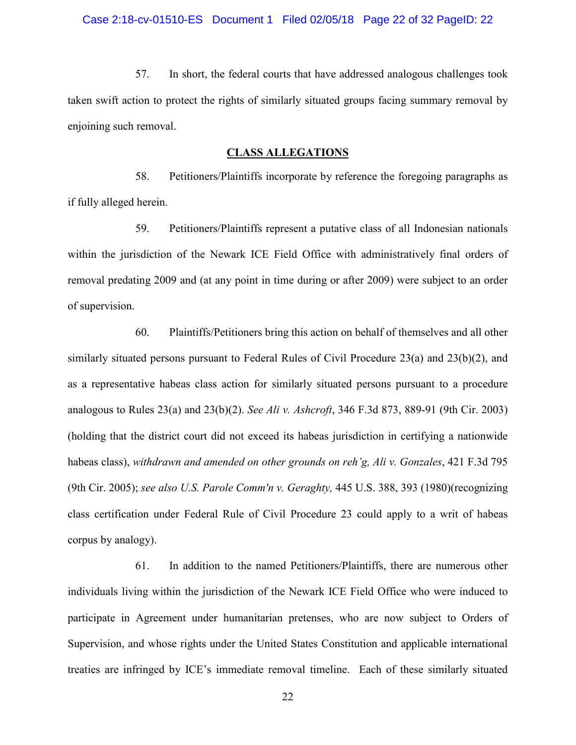57. In short, the federal courts that have addressed analogous challenges took taken swift action to protect the rights of similarly situated groups facing summary removal by enjoining such removal.

## CLASS ALLEGATIONS

58. Petitioners/Plaintiffs incorporate by reference the foregoing paragraphs as if fully alleged herein.

59. Petitioners/Plaintiffs represent a putative class of all Indonesian nationals within the jurisdiction of the Newark ICE Field Office with administratively final orders of removal predating 2009 and (at any point in time during or after 2009) were subject to an order of supervision.

60. Plaintiffs/Petitioners bring this action on behalf of themselves and all other similarly situated persons pursuant to Federal Rules of Civil Procedure 23(a) and 23(b)(2), and as a representative habeas class action for similarly situated persons pursuant to a procedure analogous to Rules 23(a) and 23(b)(2). *See Ali v. Ashcroft*, 346 F.3d 873, 889-91 (9th Cir. 2003) (holding that the district court did not exceed its habeas jurisdiction in certifying a nationwide habeas class), *withdrawn and amended on other grounds on reh'g, Ali v. Gonzales*, 421 F.3d 795 (9th Cir. 2005); *see also U.S. Parole Comm'n v. Geraghty,* 445 U.S. 388, 393 (1980)(recognizing class certification under Federal Rule of Civil Procedure 23 could apply to a writ of habeas corpus by analogy).

61. In addition to the named Petitioners/Plaintiffs, there are numerous other individuals living within the jurisdiction of the Newark ICE Field Office who were induced to participate in Agreement under humanitarian pretenses, who are now subject to Orders of Supervision, and whose rights under the United States Constitution and applicable international treaties are infringed by ICE's immediate removal timeline. Each of these similarly situated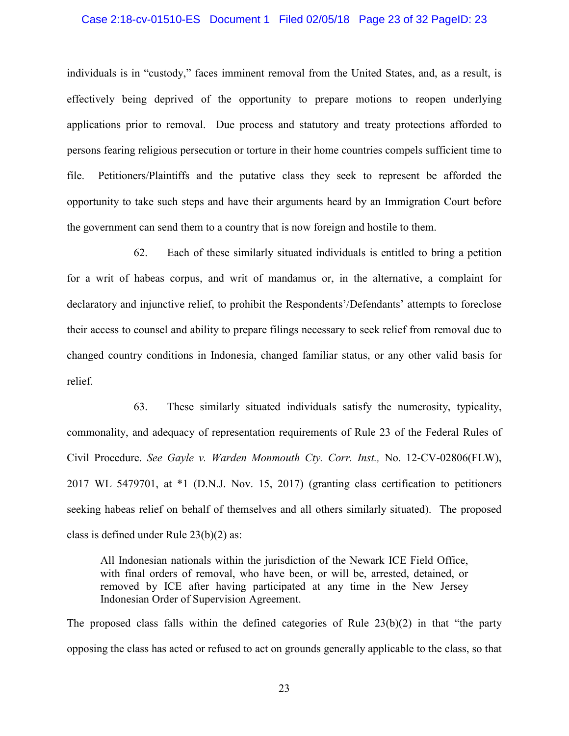individuals is in "custody," faces imminent removal from the United States, and, as a result, is effectively being deprived of the opportunity to prepare motions to reopen underlying applications prior to removal. Due process and statutory and treaty protections afforded to persons fearing religious persecution or torture in their home countries compels sufficient time to file. Petitioners/Plaintiffs and the putative class they seek to represent be afforded the opportunity to take such steps and have their arguments heard by an Immigration Court before the government can send them to a country that is now foreign and hostile to them.

62. Each of these similarly situated individuals is entitled to bring a petition for a writ of habeas corpus, and writ of mandamus or, in the alternative, a complaint for declaratory and injunctive relief, to prohibit the Respondents'/Defendants' attempts to foreclose their access to counsel and ability to prepare filings necessary to seek relief from removal due to changed country conditions in Indonesia, changed familiar status, or any other valid basis for relief.

63. These similarly situated individuals satisfy the numerosity, typicality, commonality, and adequacy of representation requirements of Rule 23 of the Federal Rules of Civil Procedure. *See Gayle v. Warden Monmouth Cty. Corr. Inst.,* No. 12-CV-02806(FLW), 2017 WL 5479701, at *1 (D.N.J. Nov. 15, 2017) (granting class certification to petitioners seeking habeas relief on behalf of themselves and all others similarly situated). The proposed class is defined under Rule 23(b)(2) as:

> All Indonesian nationals within the jurisdiction of the Newark ICE Field Office, with final orders of removal, who have been, or will be, arrested, detained, or removed by ICE after having participated at any time in the New Jersey Indonesian Order of Supervision Agreement.

The proposed class falls within the defined categories of Rule 23(b)(2) in that "the party opposing the class has acted or refused to act on grounds generally applicable to the class, so that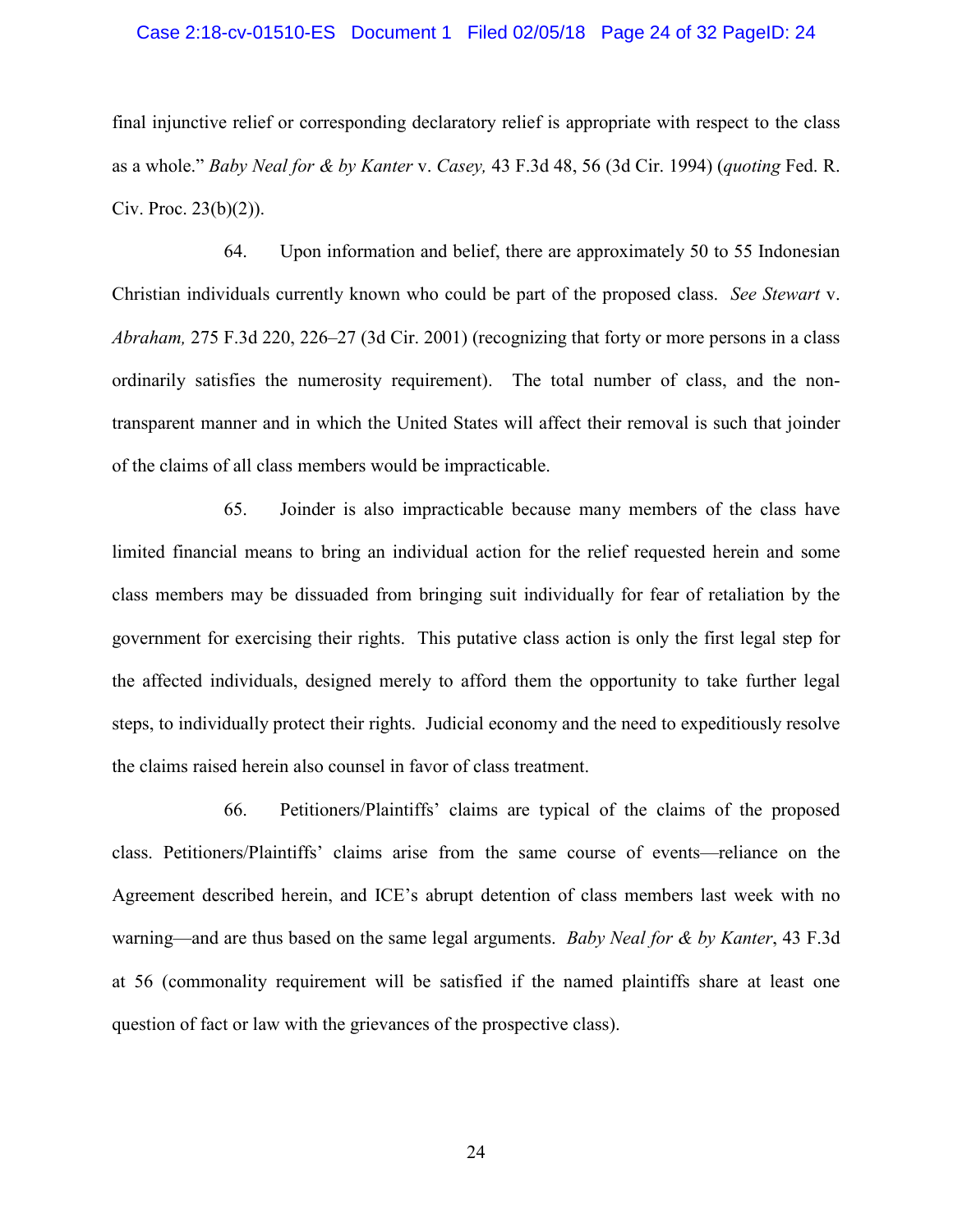final injunctive relief or corresponding declaratory relief is appropriate with respect to the class as a whole." *Baby Neal for & by Kanter* v. *Casey,* 43 F.3d 48, 56 (3d Cir. 1994) (*quoting* Fed. R. Civ. Proc. 23(b)(2)).

64. Upon information and belief, there are approximately 50 to 55 Indonesian Christian individuals currently known who could be part of the proposed class. *See Stewart* v. *Abraham,* 275 F.3d 220, 226–27 (3d Cir. 2001) (recognizing that forty or more persons in a class ordinarily satisfies the numerosity requirement). The total number of class, and the non-transparent manner and in which the United States will affect their removal is such that joinder of the claims of all class members would be impracticable.

65. Joinder is also impracticable because many members of the class have limited financial means to bring an individual action for the relief requested herein and some class members may be dissuaded from bringing suit individually for fear of retaliation by the government for exercising their rights. This putative class action is only the first legal step for the affected individuals, designed merely to afford them the opportunity to take further legal steps, to individually protect their rights. Judicial economy and the need to expeditiously resolve the claims raised herein also counsel in favor of class treatment.

66. Petitioners/Plaintiffs' claims are typical of the claims of the proposed class. Petitioners/Plaintiffs' claims arise from the same course of events—reliance on the Agreement described herein, and ICE's abrupt detention of class members last week with no warning—and are thus based on the same legal arguments. *Baby Neal for & by Kanter*, 43 F.3d at 56 (commonality requirement will be satisfied if the named plaintiffs share at least one question of fact or law with the grievances of the prospective class).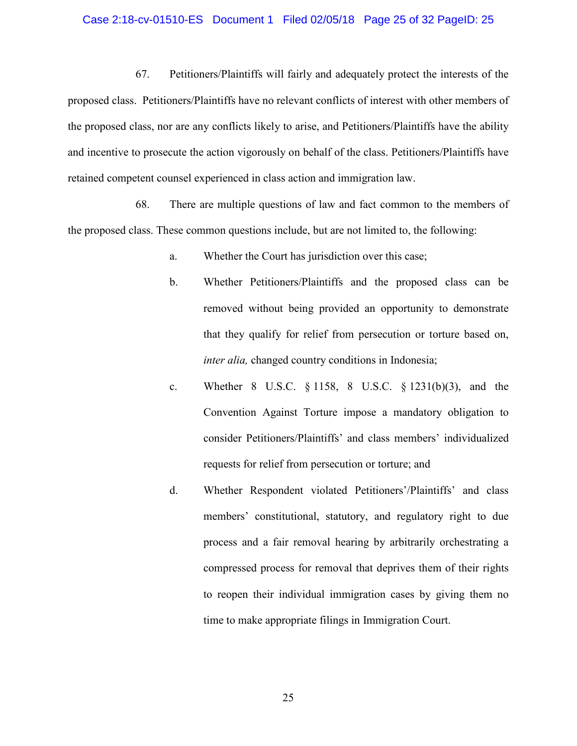67. Petitioners/Plaintiffs will fairly and adequately protect the interests of the proposed class. Petitioners/Plaintiffs have no relevant conflicts of interest with other members of the proposed class, nor are any conflicts likely to arise, and Petitioners/Plaintiffs have the ability and incentive to prosecute the action vigorously on behalf of the class. Petitioners/Plaintiffs have retained competent counsel experienced in class action and immigration law.

68. There are multiple questions of law and fact common to the members of the proposed class. These common questions include, but are not limited to, the following:

a. Whether the Court has jurisdiction over this case;

b. Whether Petitioners/Plaintiffs and the proposed class can be removed without being provided an opportunity to demonstrate that they qualify for relief from persecution or torture based on, *inter alia,* changed country conditions in Indonesia;

c. Whether 8 U.S.C. § 1158, 8 U.S.C. § 1231(b)(3), and the Convention Against Torture impose a mandatory obligation to consider Petitioners/Plaintiffs' and class members' individualized requests for relief from persecution or torture; and

d. Whether Respondent violated Petitioners'/Plaintiffs' and class members' constitutional, statutory, and regulatory right to due process and a fair removal hearing by arbitrarily orchestrating a compressed process for removal that deprives them of their rights to reopen their individual immigration cases by giving them no time to make appropriate filings in Immigration Court.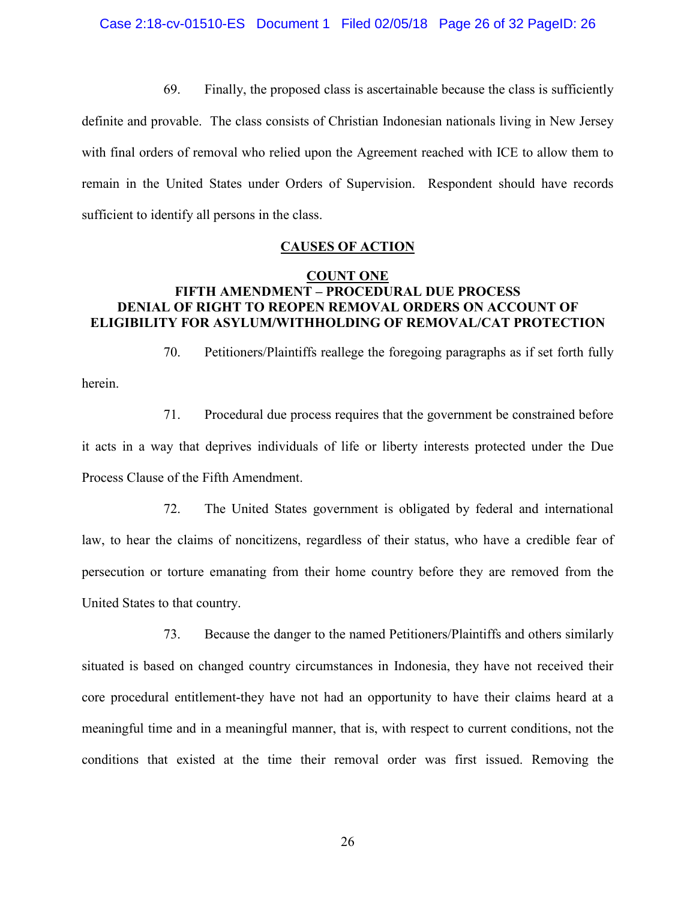69. Finally, the proposed class is ascertainable because the class is sufficiently definite and provable. The class consists of Christian Indonesian nationals living in New Jersey with final orders of removal who relied upon the Agreement reached with ICE to allow them to remain in the United States under Orders of Supervision. Respondent should have records sufficient to identify all persons in the class.

## CAUSES OF ACTION

### COUNT ONE
### FIFTH AMENDMENT – PROCEDURAL DUE PROCESS
### DENIAL OF RIGHT TO REOPEN REMOVAL ORDERS ON ACCOUNT OF ELIGIBILITY FOR ASYLUM/WITHHOLDING OF REMOVAL/CAT PROTECTION

70. Petitioners/Plaintiffs reallege the foregoing paragraphs as if set forth fully herein.

71. Procedural due process requires that the government be constrained before it acts in a way that deprives individuals of life or liberty interests protected under the Due Process Clause of the Fifth Amendment.

72. The United States government is obligated by federal and international law, to hear the claims of noncitizens, regardless of their status, who have a credible fear of persecution or torture emanating from their home country before they are removed from the United States to that country.

73. Because the danger to the named Petitioners/Plaintiffs and others similarly situated is based on changed country circumstances in Indonesia, they have not received their core procedural entitlement-they have not had an opportunity to have their claims heard at a meaningful time and in a meaningful manner, that is, with respect to current conditions, not the conditions that existed at the time their removal order was first issued. Removing the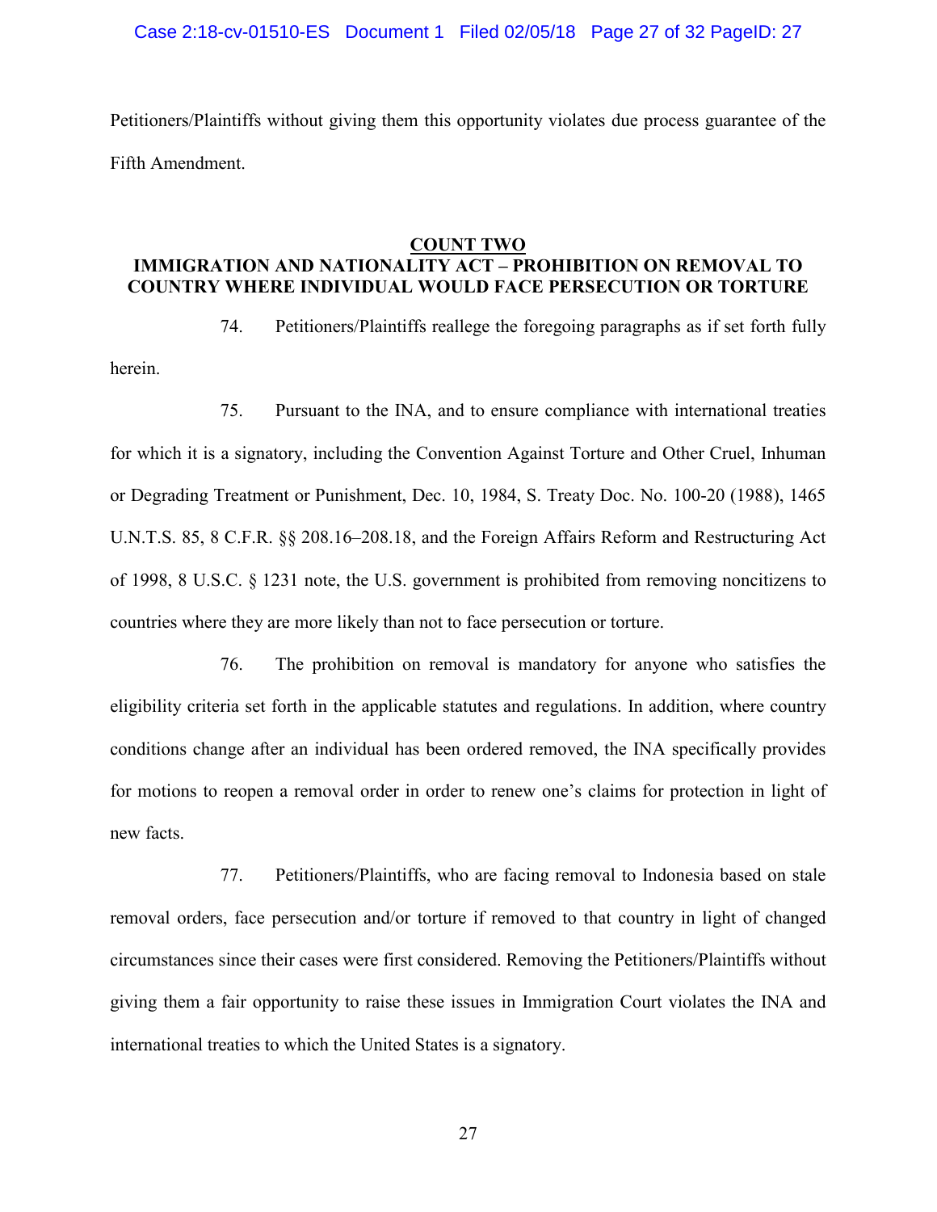Petitioners/Plaintiffs without giving them this opportunity violates due process guarantee of the Fifth Amendment.

## COUNT TWO

## IMMIGRATION AND NATIONALITY ACT – PROHIBITION ON REMOVAL TO COUNTRY WHERE INDIVIDUAL WOULD FACE PERSECUTION OR TORTURE

74. Petitioners/Plaintiffs reallege the foregoing paragraphs as if set forth fully herein.

75. Pursuant to the INA, and to ensure compliance with international treaties for which it is a signatory, including the Convention Against Torture and Other Cruel, Inhuman or Degrading Treatment or Punishment, Dec. 10, 1984, S. Treaty Doc. No. 100-20 (1988), 1465 U.N.T.S. 85, 8 C.F.R. §§ 208.16–208.18, and the Foreign Affairs Reform and Restructuring Act of 1998, 8 U.S.C. § 1231 note, the U.S. government is prohibited from removing noncitizens to countries where they are more likely than not to face persecution or torture.

76. The prohibition on removal is mandatory for anyone who satisfies the eligibility criteria set forth in the applicable statutes and regulations. In addition, where country conditions change after an individual has been ordered removed, the INA specifically provides for motions to reopen a removal order in order to renew one's claims for protection in light of new facts.

77. Petitioners/Plaintiffs, who are facing removal to Indonesia based on stale removal orders, face persecution and/or torture if removed to that country in light of changed circumstances since their cases were first considered. Removing the Petitioners/Plaintiffs without giving them a fair opportunity to raise these issues in Immigration Court violates the INA and international treaties to which the United States is a signatory.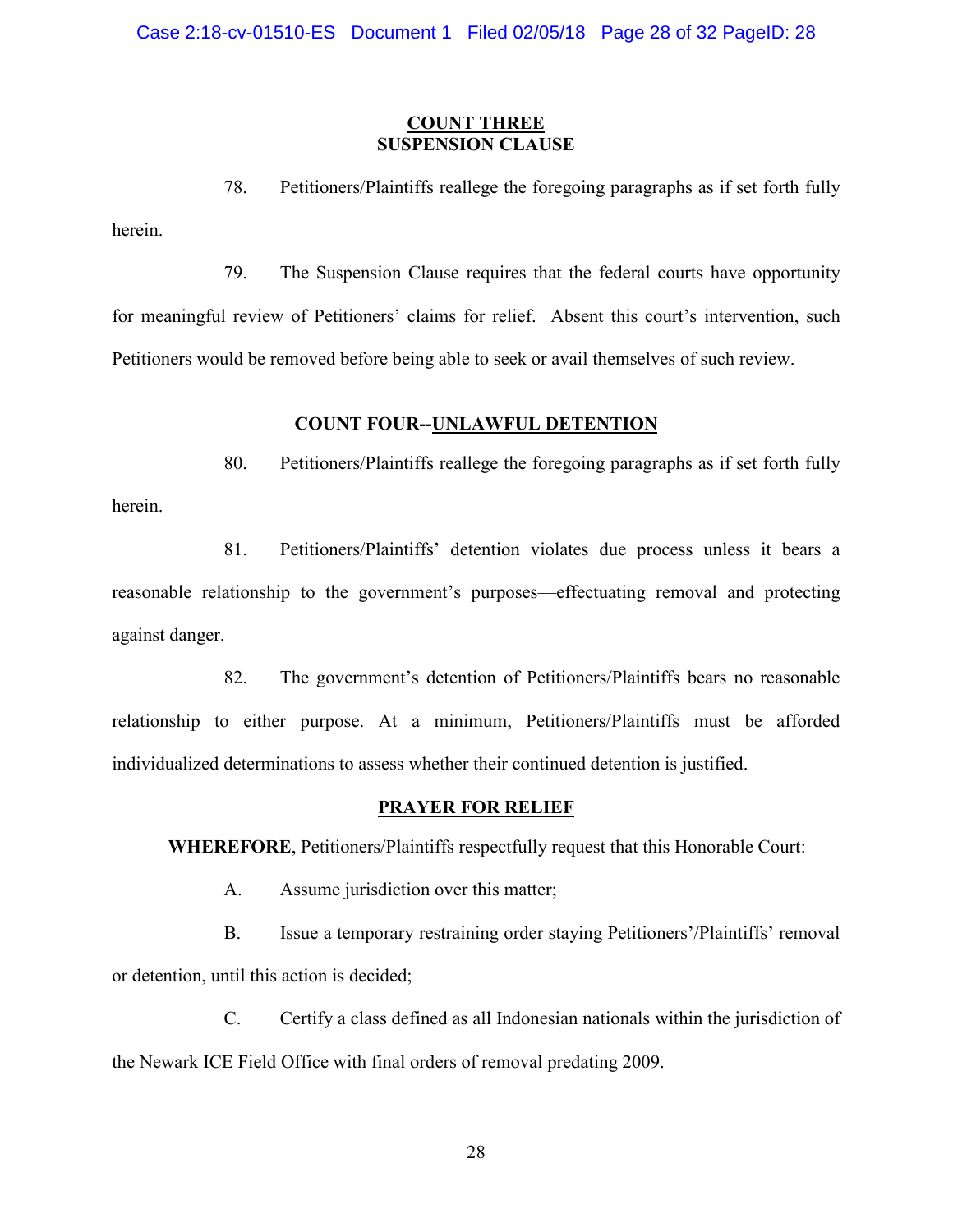## COUNT THREE
## SUSPENSION CLAUSE

78. Petitioners/Plaintiffs reallege the foregoing paragraphs as if set forth fully herein.

79. The Suspension Clause requires that the federal courts have opportunity for meaningful review of Petitioners' claims for relief. Absent this court's intervention, such Petitioners would be removed before being able to seek or avail themselves of such review.

## COUNT FOUR--UNLAWFUL DETENTION

80. Petitioners/Plaintiffs reallege the foregoing paragraphs as if set forth fully herein.

81. Petitioners/Plaintiffs' detention violates due process unless it bears a reasonable relationship to the government's purposes—effectuating removal and protecting against danger.

82. The government's detention of Petitioners/Plaintiffs bears no reasonable relationship to either purpose. At a minimum, Petitioners/Plaintiffs must be afforded individualized determinations to assess whether their continued detention is justified.

## PRAYER FOR RELIEF

**WHEREFORE**, Petitioners/Plaintiffs respectfully request that this Honorable Court:

A. Assume jurisdiction over this matter;

B. Issue a temporary restraining order staying Petitioners'/Plaintiffs' removal or detention, until this action is decided;

C. Certify a class defined as all Indonesian nationals within the jurisdiction of the Newark ICE Field Office with final orders of removal predating 2009.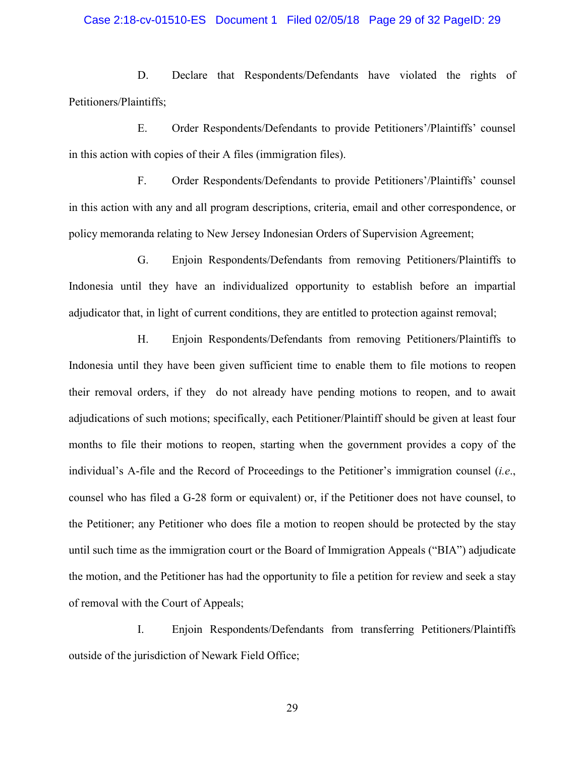D. Declare that Respondents/Defendants have violated the rights of Petitioners/Plaintiffs;

E. Order Respondents/Defendants to provide Petitioners'/Plaintiffs' counsel in this action with copies of their A files (immigration files).

F. Order Respondents/Defendants to provide Petitioners'/Plaintiffs' counsel in this action with any and all program descriptions, criteria, email and other correspondence, or policy memoranda relating to New Jersey Indonesian Orders of Supervision Agreement;

G. Enjoin Respondents/Defendants from removing Petitioners/Plaintiffs to Indonesia until they have an individualized opportunity to establish before an impartial adjudicator that, in light of current conditions, they are entitled to protection against removal;

H. Enjoin Respondents/Defendants from removing Petitioners/Plaintiffs to Indonesia until they have been given sufficient time to enable them to file motions to reopen their removal orders, if they do not already have pending motions to reopen, and to await adjudications of such motions; specifically, each Petitioner/Plaintiff should be given at least four months to file their motions to reopen, starting when the government provides a copy of the individual's A-file and the Record of Proceedings to the Petitioner's immigration counsel (*i.e*., counsel who has filed a G-28 form or equivalent) or, if the Petitioner does not have counsel, to the Petitioner; any Petitioner who does file a motion to reopen should be protected by the stay until such time as the immigration court or the Board of Immigration Appeals ("BIA") adjudicate the motion, and the Petitioner has had the opportunity to file a petition for review and seek a stay of removal with the Court of Appeals;

I. Enjoin Respondents/Defendants from transferring Petitioners/Plaintiffs outside of the jurisdiction of Newark Field Office;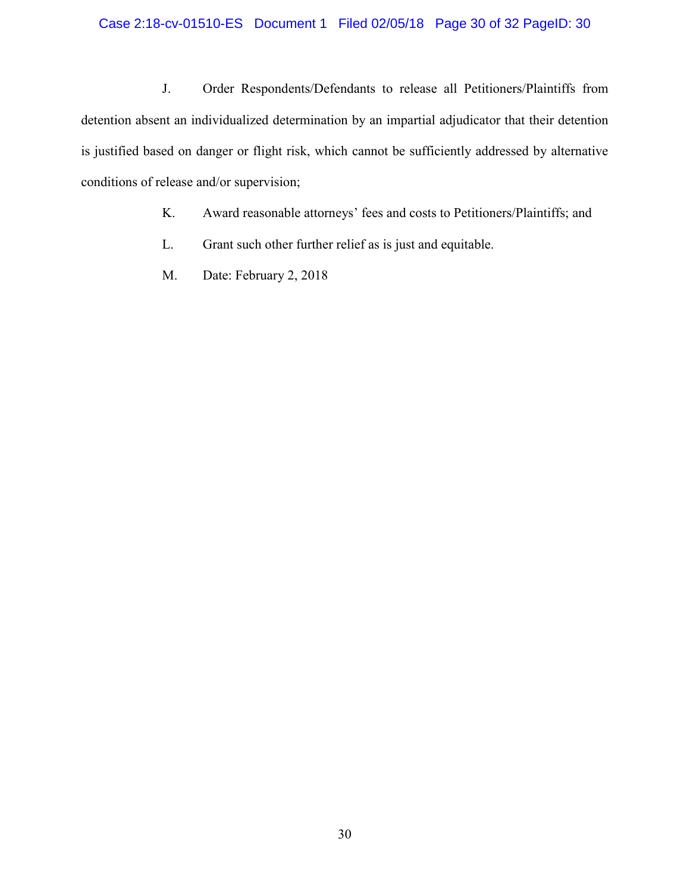J. Order Respondents/Defendants to release all Petitioners/Plaintiffs from detention absent an individualized determination by an impartial adjudicator that their detention is justified based on danger or flight risk, which cannot be sufficiently addressed by alternative conditions of release and/or supervision;

K. Award reasonable attorneys' fees and costs to Petitioners/Plaintiffs; and

L. Grant such other further relief as is just and equitable.

M. Date: February 2, 2018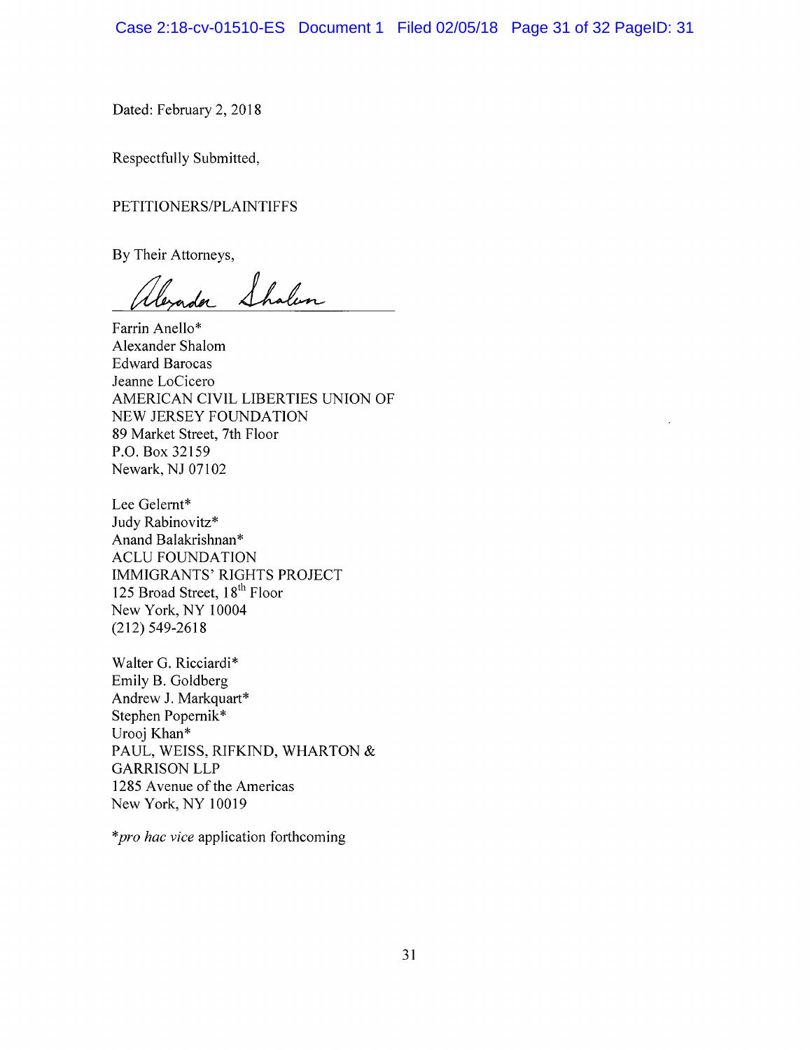Dated: February 2, 2018

Respectfully Submitted,

PETITIONERS/PLAINTIFFS

By Their Attorneys,

/s/ Alexander Shalom

Farrin Anello*
Alexander Shalom
Edward Barocas
Jeanne LoCicero
AMERICAN CIVIL LIBERTIES UNION OF NEW JERSEY FOUNDATION
89 Market Street, 7th Floor
P.O. Box 32159
Newark, NJ 07102

Lee Gelernt*
Judy Rabinovitz*
Anand Balakrishnan*
ACLU FOUNDATION
IMMIGRANTS' RIGHTS PROJECT
125 Broad Street, 18th Floor
New York, NY 10004
(212) 549-2618

Walter G. Ricciardi*
Emily B. Goldberg
Andrew J. Markquart*
Stephen Popernik*
Urooj Khan*
PAUL, WEISS, RIFKIND, WHARTON & GARRISON LLP
1285 Avenue of the Americas
New York, NY 10019

**pro hac vice* application forthcoming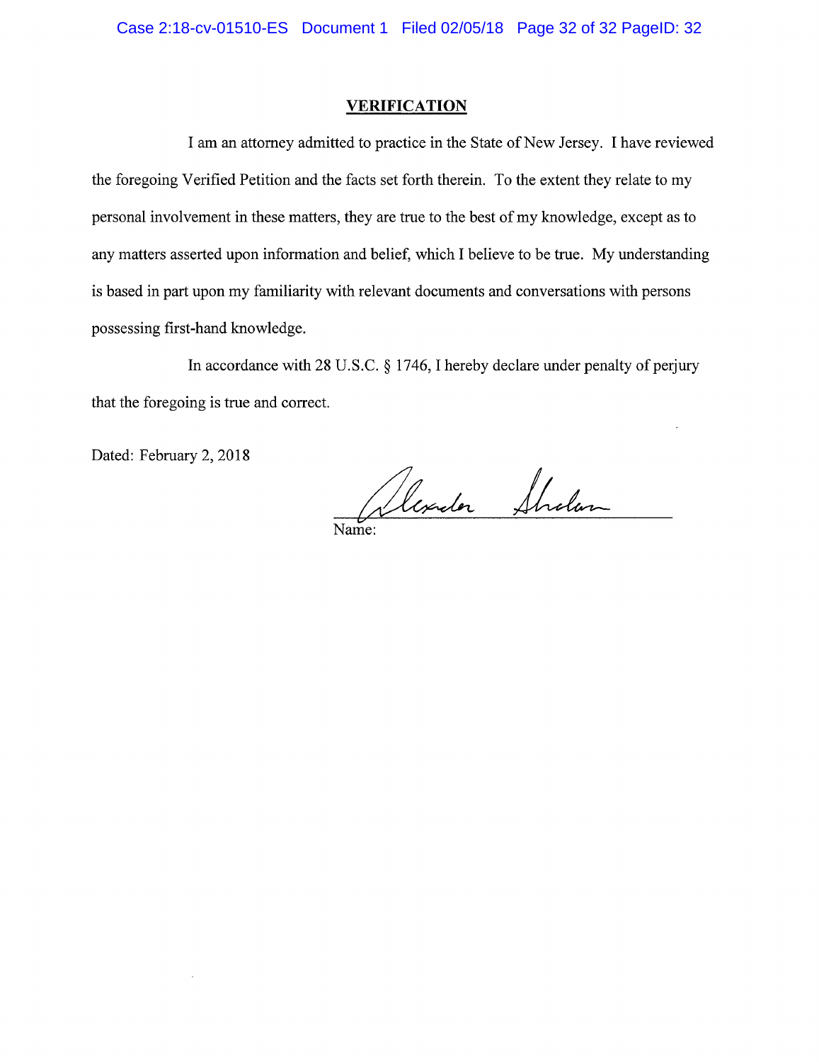## VERIFICATION

I am an attorney admitted to practice in the State of New Jersey. I have reviewed the foregoing Verified Petition and the facts set forth therein. To the extent they relate to my personal involvement in these matters, they are true to the best of my knowledge, except as to any matters asserted upon information and belief, which I believe to be true. My understanding is based in part upon my familiarity with relevant documents and conversations with persons possessing first-hand knowledge.

In accordance with 28 U.S.C. § 1746, I hereby declare under penalty of perjury that the foregoing is true and correct.

Dated: February 2, 2018

Alexander Shalom

Name: